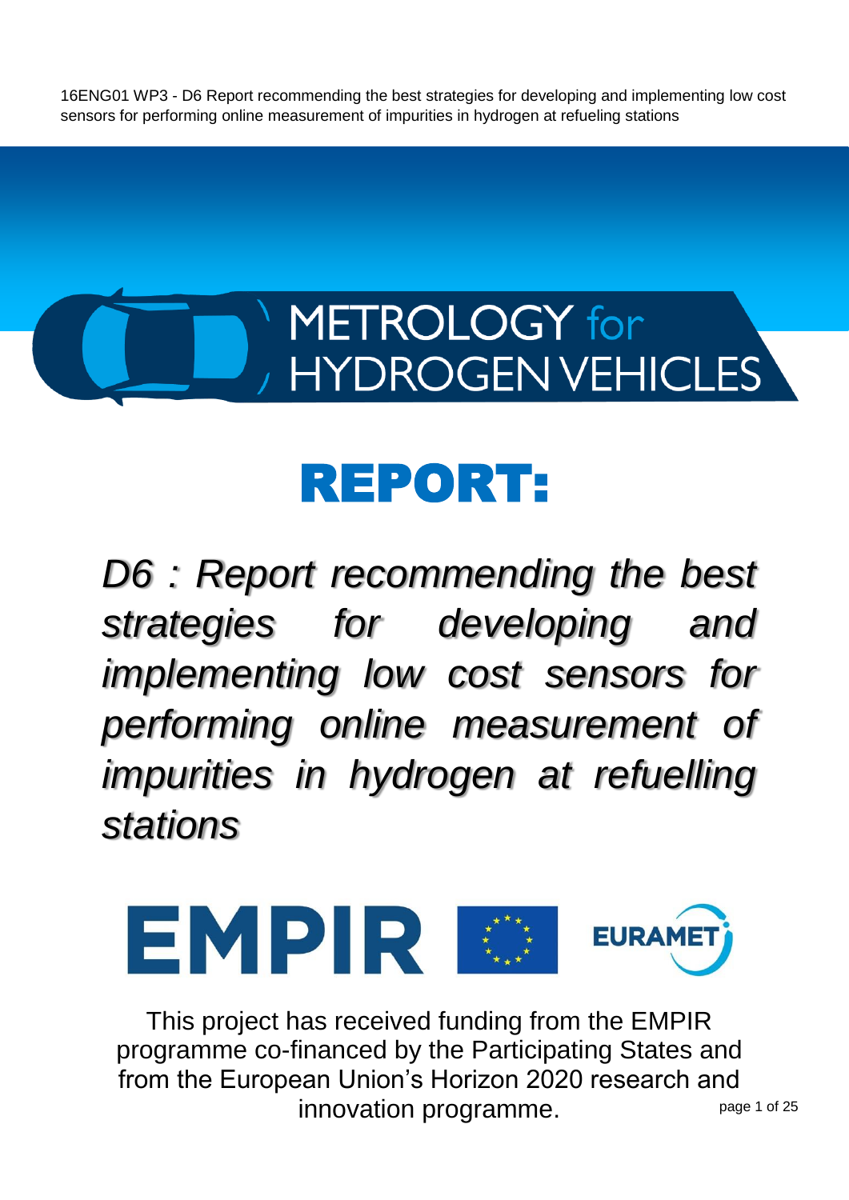16ENG01 WP3 - D6 Report recommending the best strategies for developing and implementing low cost sensors for performing online measurement of impurities in hydrogen at refueling stations

METROLOGY for HYDROGEN VEHICLES

# REPORT:

## *D6 : Report recommending the best strategies for developing and implementing low cost sensors for performing online measurement of impurities in hydrogen at refuelling stations*

EMPIR EURAMET

This project has received funding from the EMPIR programme co-financed by the Participating States and from the European Union's Horizon 2020 research and innovation programme.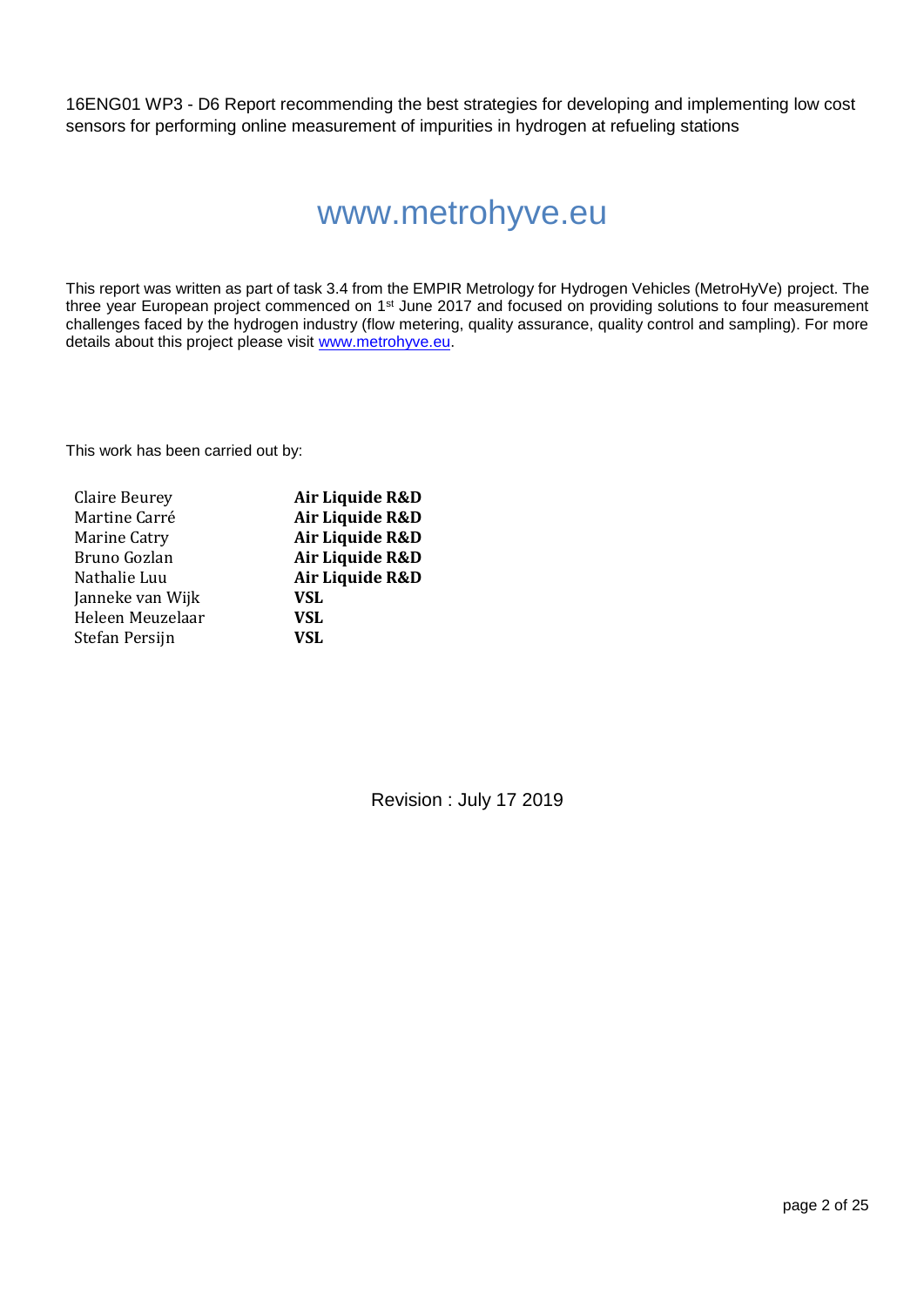16ENG01 WP3 - D6 Report recommending the best strategies for developing and implementing low cost sensors for performing online measurement of impurities in hydrogen at refueling stations

# www.metrohyve.eu

This report was written as part of task 3.4 from the EMPIR Metrology for Hydrogen Vehicles (MetroHyVe) project. The three year European project commenced on 1st June 2017 and focused on providing solutions to four measurement challenges faced by the hydrogen industry (flow metering, quality assurance, quality control and sampling). For more details about this project please visit www.metrohyve.eu.

This work has been carried out by:

| | |
|---|---|
| Claire Beurey | **Air Liquide R&D** |
| Martine Carré | **Air Liquide R&D** |
| Marine Catry | **Air Liquide R&D** |
| Bruno Gozlan | **Air Liquide R&D** |
| Nathalie Luu | **Air Liquide R&D** |
| Janneke van Wijk | **VSL** |
| Heleen Meuzelaar | **VSL** |
| Stefan Persijn | **VSL** |

Revision : July 17 2019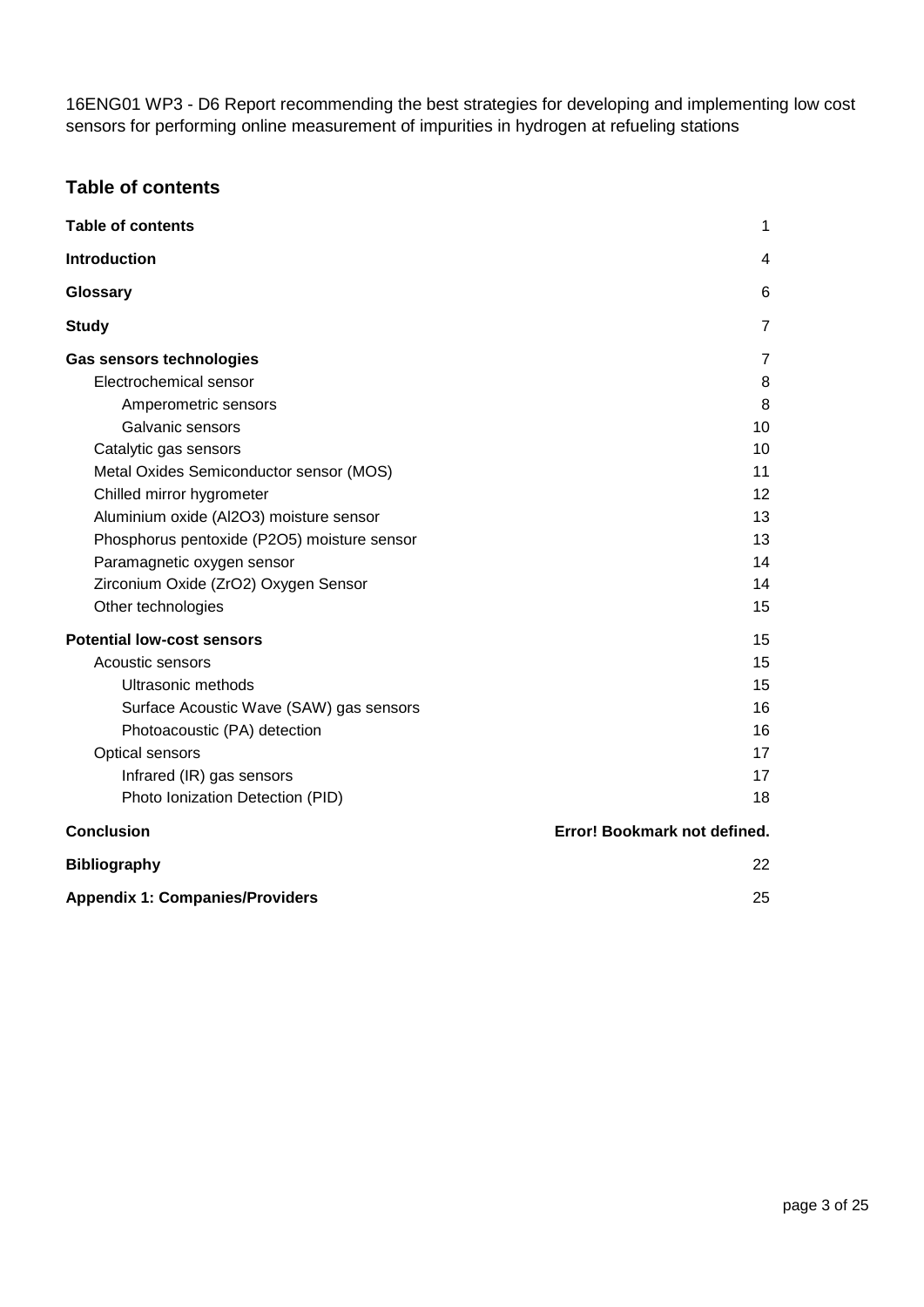16ENG01 WP3 - D6 Report recommending the best strategies for developing and implementing low cost sensors for performing online measurement of impurities in hydrogen at refueling stations

## Table of contents

**Table of contents** 1

**Introduction** 4

**Glossary** 6

**Study** 7

**Gas sensors technologies** 7

- Electrochemical sensor 8
  - Amperometric sensors 8
  - Galvanic sensors 10
- Catalytic gas sensors 10
- Metal Oxides Semiconductor sensor (MOS) 11
- Chilled mirror hygrometer 12
- Aluminium oxide ($Al_2O_3$) moisture sensor 13
- Phosphorus pentoxide ($P_2O_5$) moisture sensor 13
- Paramagnetic oxygen sensor 14
- Zirconium Oxide ($ZrO_2$) Oxygen Sensor 14
- Other technologies 15

**Potential low-cost sensors** 15

- Acoustic sensors 15
  - Ultrasonic methods 15
  - Surface Acoustic Wave (SAW) gas sensors 16
  - Photoacoustic (PA) detection 16
- Optical sensors 17
  - Infrared (IR) gas sensors 17
  - Photo Ionization Detection (PID) 18

**Conclusion** **Error! Bookmark not defined.**

**Bibliography** 22

**Appendix 1: Companies/Providers** 25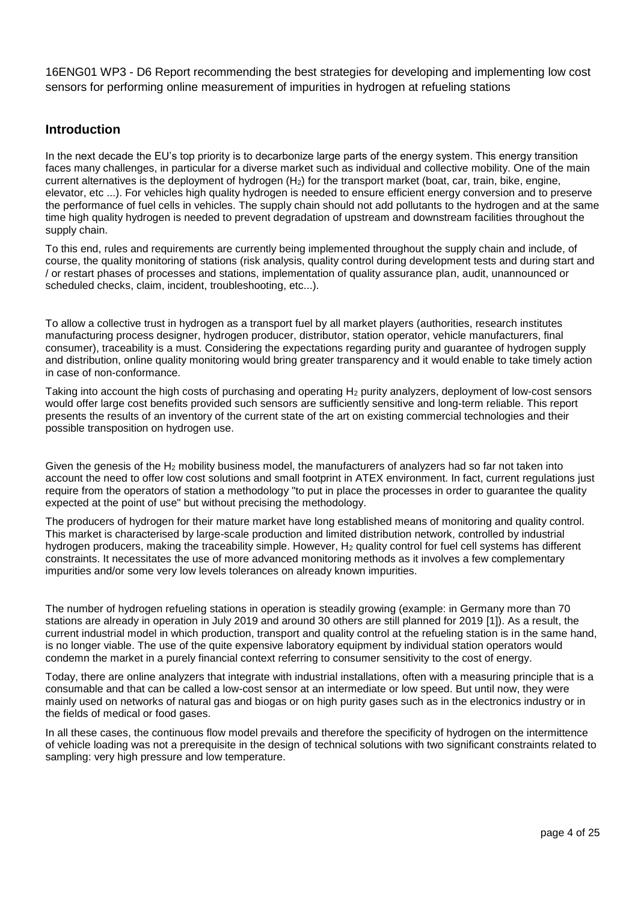16ENG01 WP3 - D6 Report recommending the best strategies for developing and implementing low cost sensors for performing online measurement of impurities in hydrogen at refueling stations

## Introduction

In the next decade the EU's top priority is to decarbonize large parts of the energy system. This energy transition faces many challenges, in particular for a diverse market such as individual and collective mobility. One of the main current alternatives is the deployment of hydrogen ($H_2$) for the transport market (boat, car, train, bike, engine, elevator, etc ...). For vehicles high quality hydrogen is needed to ensure efficient energy conversion and to preserve the performance of fuel cells in vehicles. The supply chain should not add pollutants to the hydrogen and at the same time high quality hydrogen is needed to prevent degradation of upstream and downstream facilities throughout the supply chain.

To this end, rules and requirements are currently being implemented throughout the supply chain and include, of course, the quality monitoring of stations (risk analysis, quality control during development tests and during start and / or restart phases of processes and stations, implementation of quality assurance plan, audit, unannounced or scheduled checks, claim, incident, troubleshooting, etc...).

To allow a collective trust in hydrogen as a transport fuel by all market players (authorities, research institutes manufacturing process designer, hydrogen producer, distributor, station operator, vehicle manufacturers, final consumer), traceability is a must. Considering the expectations regarding purity and guarantee of hydrogen supply and distribution, online quality monitoring would bring greater transparency and it would enable to take timely action in case of non-conformance.

Taking into account the high costs of purchasing and operating $H_2$ purity analyzers, deployment of low-cost sensors would offer large cost benefits provided such sensors are sufficiently sensitive and long-term reliable. This report presents the results of an inventory of the current state of the art on existing commercial technologies and their possible transposition on hydrogen use.

Given the genesis of the $H_2$ mobility business model, the manufacturers of analyzers had so far not taken into account the need to offer low cost solutions and small footprint in ATEX environment. In fact, current regulations just require from the operators of station a methodology "to put in place the processes in order to guarantee the quality expected at the point of use" but without precising the methodology.

The producers of hydrogen for their mature market have long established means of monitoring and quality control. This market is characterised by large-scale production and limited distribution network, controlled by industrial hydrogen producers, making the traceability simple. However, $H_2$ quality control for fuel cell systems has different constraints. It necessitates the use of more advanced monitoring methods as it involves a few complementary impurities and/or some very low levels tolerances on already known impurities.

The number of hydrogen refueling stations in operation is steadily growing (example: in Germany more than 70 stations are already in operation in July 2019 and around 30 others are still planned for 2019 [1]). As a result, the current industrial model in which production, transport and quality control at the refueling station is in the same hand, is no longer viable. The use of the quite expensive laboratory equipment by individual station operators would condemn the market in a purely financial context referring to consumer sensitivity to the cost of energy.

Today, there are online analyzers that integrate with industrial installations, often with a measuring principle that is a consumable and that can be called a low-cost sensor at an intermediate or low speed. But until now, they were mainly used on networks of natural gas and biogas or on high purity gases such as in the electronics industry or in the fields of medical or food gases.

In all these cases, the continuous flow model prevails and therefore the specificity of hydrogen on the intermittence of vehicle loading was not a prerequisite in the design of technical solutions with two significant constraints related to sampling: very high pressure and low temperature.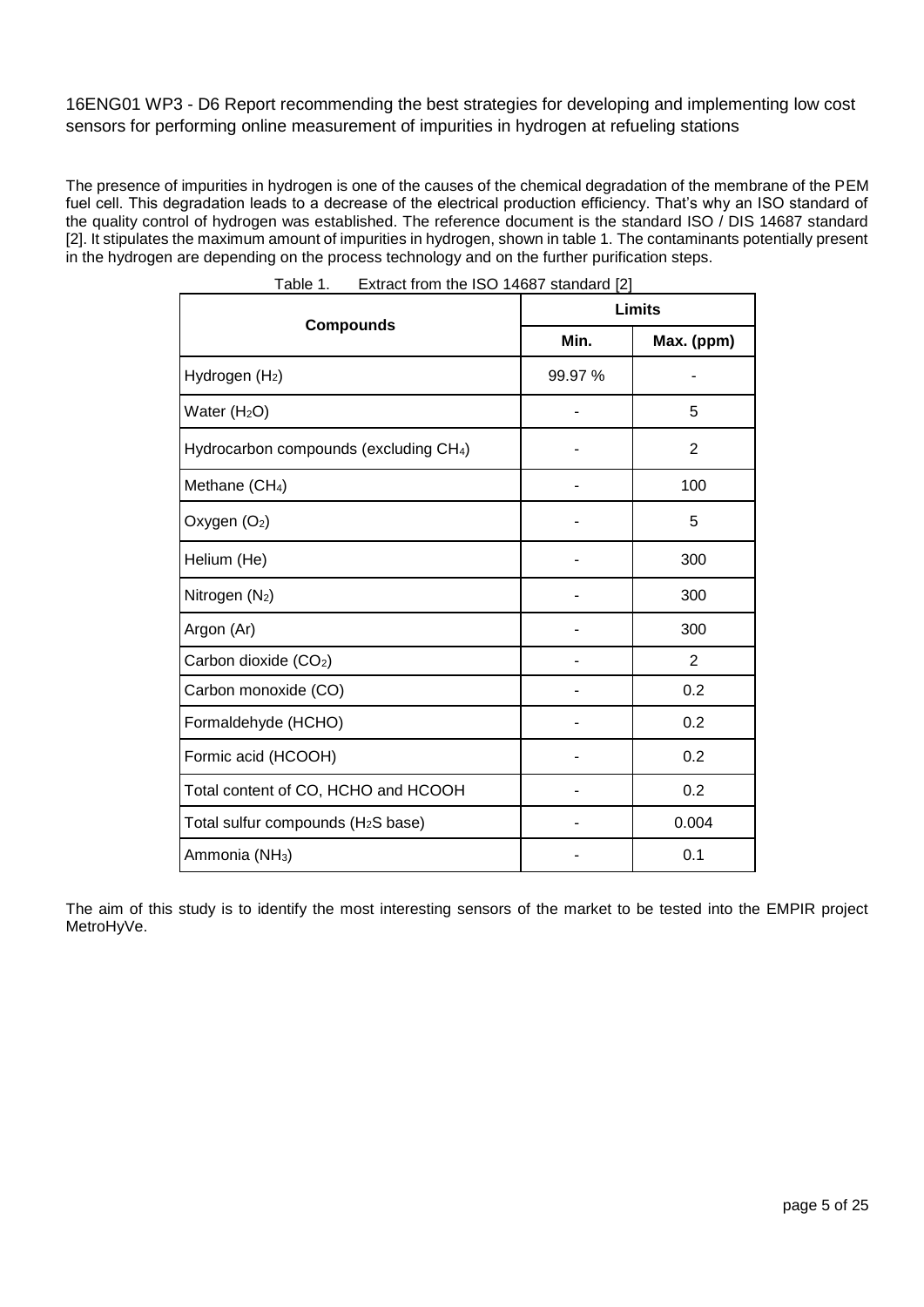16ENG01 WP3 - D6 Report recommending the best strategies for developing and implementing low cost sensors for performing online measurement of impurities in hydrogen at refueling stations

The presence of impurities in hydrogen is one of the causes of the chemical degradation of the membrane of the PEM fuel cell. This degradation leads to a decrease of the electrical production efficiency. That's why an ISO standard of the quality control of hydrogen was established. The reference document is the standard ISO / DIS 14687 standard [2]. It stipulates the maximum amount of impurities in hydrogen, shown in table 1. The contaminants potentially present in the hydrogen are depending on the process technology and on the further purification steps.

Table 1. Extract from the ISO 14687 standard [2]

| Compounds | Limits | |
|---|---|---|
| | **Min.** | **Max. (ppm)** |
| Hydrogen ($H_2$) | 99.97 % | - |
| Water ($H_2O$) | - | 5 |
| Hydrocarbon compounds (excluding $CH_4$) | - | 2 |
| Methane ($CH_4$) | - | 100 |
| Oxygen ($O_2$) | - | 5 |
| Helium (He) | - | 300 |
| Nitrogen ($N_2$) | - | 300 |
| Argon (Ar) | - | 300 |
| Carbon dioxide ($CO_2$) | - | 2 |
| Carbon monoxide (CO) | - | 0.2 |
| Formaldehyde (HCHO) | - | 0.2 |
| Formic acid (HCOOH) | - | 0.2 |
| Total content of CO, HCHO and HCOOH | - | 0.2 |
| Total sulfur compounds ($H_2S$ base) | - | 0.004 |
| Ammonia ($NH_3$) | - | 0.1 |

The aim of this study is to identify the most interesting sensors of the market to be tested into the EMPIR project MetroHyVe.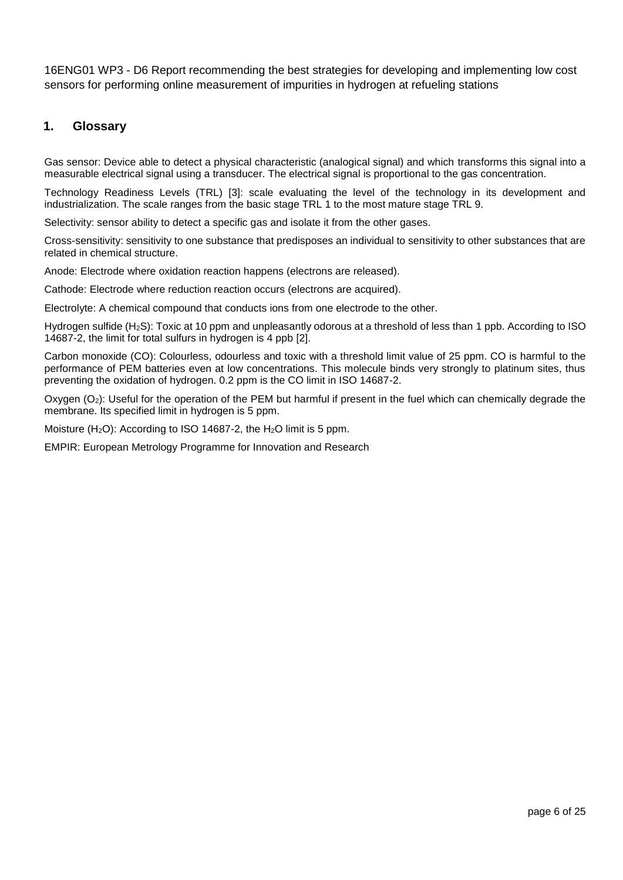16ENG01 WP3 - D6 Report recommending the best strategies for developing and implementing low cost sensors for performing online measurement of impurities in hydrogen at refueling stations

## 1. Glossary

Gas sensor: Device able to detect a physical characteristic (analogical signal) and which transforms this signal into a measurable electrical signal using a transducer. The electrical signal is proportional to the gas concentration.

Technology Readiness Levels (TRL) [3]: scale evaluating the level of the technology in its development and industrialization. The scale ranges from the basic stage TRL 1 to the most mature stage TRL 9.

Selectivity: sensor ability to detect a specific gas and isolate it from the other gases.

Cross-sensitivity: sensitivity to one substance that predisposes an individual to sensitivity to other substances that are related in chemical structure.

Anode: Electrode where oxidation reaction happens (electrons are released).

Cathode: Electrode where reduction reaction occurs (electrons are acquired).

Electrolyte: A chemical compound that conducts ions from one electrode to the other.

Hydrogen sulfide ($H_2S$): Toxic at 10 ppm and unpleasantly odorous at a threshold of less than 1 ppb. According to ISO 14687-2, the limit for total sulfurs in hydrogen is 4 ppb [2].

Carbon monoxide (CO): Colourless, odourless and toxic with a threshold limit value of 25 ppm. CO is harmful to the performance of PEM batteries even at low concentrations. This molecule binds very strongly to platinum sites, thus preventing the oxidation of hydrogen. 0.2 ppm is the CO limit in ISO 14687-2.

Oxygen ($O_2$): Useful for the operation of the PEM but harmful if present in the fuel which can chemically degrade the membrane. Its specified limit in hydrogen is 5 ppm.

Moisture ($H_2O$): According to ISO 14687-2, the $H_2O$ limit is 5 ppm.

EMPIR: European Metrology Programme for Innovation and Research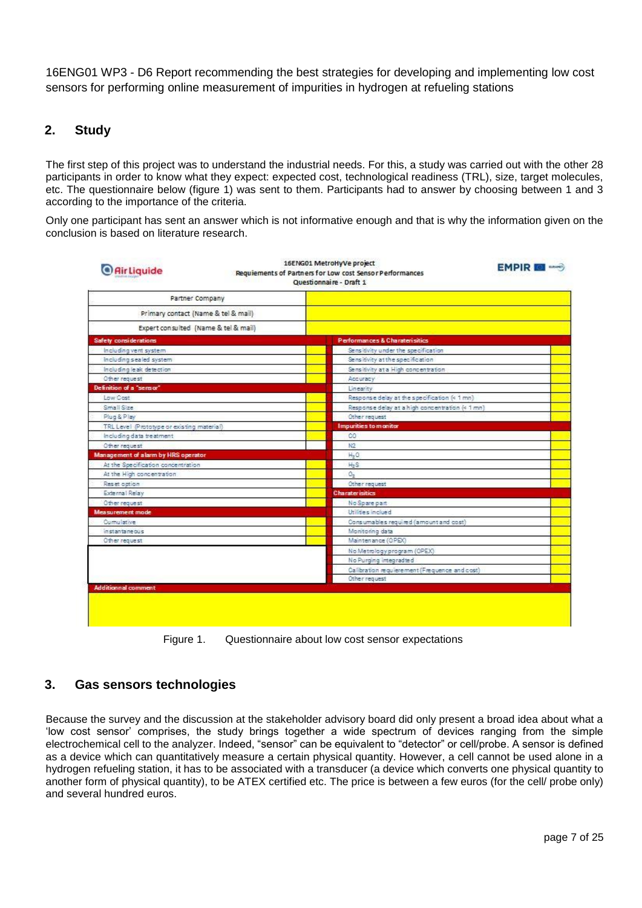## 2. Study

The first step of this project was to understand the industrial needs. For this, a study was carried out with the other 28 participants in order to know what they expect: expected cost, technological readiness (TRL), size, target molecules, etc. The questionnaire below (figure 1) was sent to them. Participants had to answer by choosing between 1 and 3 according to the importance of the criteria.

Only one participant has sent an answer which is not informative enough and that is why the information given on the conclusion is based on literature research.

Air Liquide — 16ENG01 MetroHyVe project — Requiements of Partners for Low cost Sensor Performances — Questionnaire - Draft 1 — EMPIR

| Partner Company | |
|---|---|
| Primary contact (Name & tel & mail) | |
| Expert consulted (Name & tel & mail) | |

| Safety considerations | | Performances & Charaterisitics | |
|---|---|---|---|
| Including vent system | | Sensitivity under the specification | |
| Including sealed system | | Sensitivity at the specification | |
| Including leak detection | | Sensitivity at a High concentration | |
| Other request | | Accuracy | |
| **Definition of a "sensor"** | | Linearity | |
| Low Cost | | Response delay at the specification (< 1 mn) | |
| Small Size | | Response delay at a high concentration (< 1 mn) | |
| Plug & Play | | Other request | |
| TRL Level (Prototype or existing material) | | **Impurities to monitor** | |
| Including data treatment | | CO | |
| Other request | | N2 | |
| **Management of alarm by HRS operator** | | $H_2O$ | |
| At the Specification concentration | | $H_2S$ | |
| At the High concentration | | $O_2$ | |
| Reset option | | Other request | |
| External Relay | | **Charaterisitics** | |
| Other request | | No Spare part | |
| **Measurement mode** | | Utilities inclued | |
| Cumulative | | Consumables required (amount and cost) | |
| instantaneous | | Monitoring data | |
| Other request | | Maintenance (OPEX) | |
| | | No Metrology program (OPEX) | |
| | | No Purging integraded | |
| | | Calibration requierement (Frequence and cost) | |
| | | Other request | |
| **Additionnal comment** | | | |

Figure 1. Questionnaire about low cost sensor expectations

## 3. Gas sensors technologies

Because the survey and the discussion at the stakeholder advisory board did only present a broad idea about what a 'low cost sensor' comprises, the study brings together a wide spectrum of devices ranging from the simple electrochemical cell to the analyzer. Indeed, "sensor" can be equivalent to "detector" or cell/probe. A sensor is defined as a device which can quantitatively measure a certain physical quantity. However, a cell cannot be used alone in a hydrogen refueling station, it has to be associated with a transducer (a device which converts one physical quantity to another form of physical quantity), to be ATEX certified etc. The price is between a few euros (for the cell/ probe only) and several hundred euros.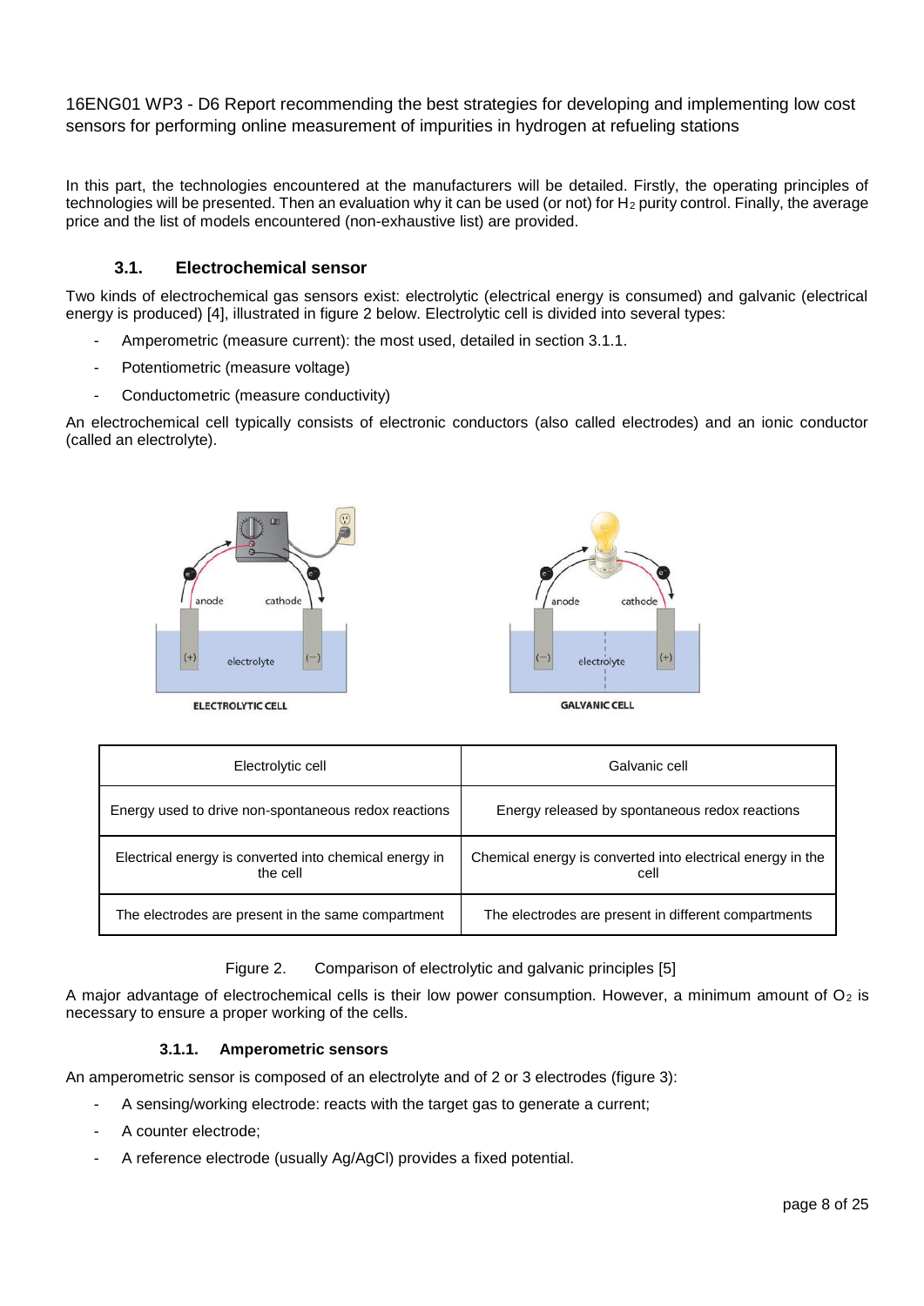16ENG01 WP3 - D6 Report recommending the best strategies for developing and implementing low cost sensors for performing online measurement of impurities in hydrogen at refueling stations

In this part, the technologies encountered at the manufacturers will be detailed. Firstly, the operating principles of technologies will be presented. Then an evaluation why it can be used (or not) for $H_2$ purity control. Finally, the average price and the list of models encountered (non-exhaustive list) are provided.

## 3.1. Electrochemical sensor

Two kinds of electrochemical gas sensors exist: electrolytic (electrical energy is consumed) and galvanic (electrical energy is produced) [4], illustrated in figure 2 below. Electrolytic cell is divided into several types:

- Amperometric (measure current): the most used, detailed in section 3.1.1.
- Potentiometric (measure voltage)
- Conductometric (measure conductivity)

An electrochemical cell typically consists of electronic conductors (also called electrodes) and an ionic conductor (called an electrolyte).

| Electrolytic cell | Galvanic cell |
|---|---|
| Energy used to drive non-spontaneous redox reactions | Energy released by spontaneous redox reactions |
| Electrical energy is converted into chemical energy in the cell | Chemical energy is converted into electrical energy in the cell |
| The electrodes are present in the same compartment | The electrodes are present in different compartments |

Figure 2. Comparison of electrolytic and galvanic principles [5]

A major advantage of electrochemical cells is their low power consumption. However, a minimum amount of $O_2$ is necessary to ensure a proper working of the cells.

### 3.1.1. Amperometric sensors

An amperometric sensor is composed of an electrolyte and of 2 or 3 electrodes (figure 3):

- A sensing/working electrode: reacts with the target gas to generate a current;
- A counter electrode;
- A reference electrode (usually Ag/AgCl) provides a fixed potential.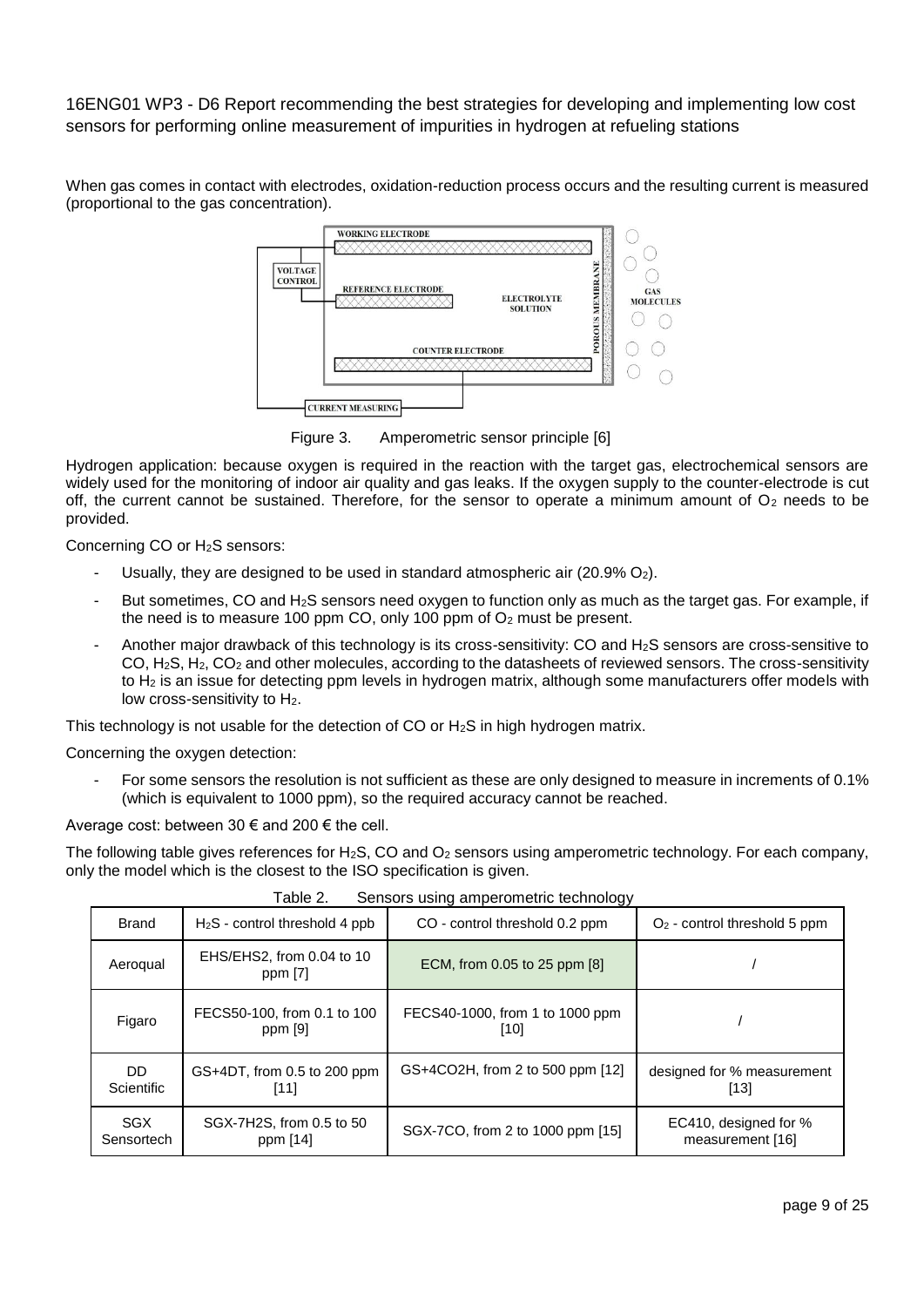When gas comes in contact with electrodes, oxidation-reduction process occurs and the resulting current is measured (proportional to the gas concentration).

Figure 3. Amperometric sensor principle [6]

Hydrogen application: because oxygen is required in the reaction with the target gas, electrochemical sensors are widely used for the monitoring of indoor air quality and gas leaks. If the oxygen supply to the counter-electrode is cut off, the current cannot be sustained. Therefore, for the sensor to operate a minimum amount of $O_2$ needs to be provided.

Concerning CO or $H_2S$ sensors:

- Usually, they are designed to be used in standard atmospheric air (20.9% $O_2$).
- But sometimes, CO and $H_2S$ sensors need oxygen to function only as much as the target gas. For example, if the need is to measure 100 ppm CO, only 100 ppm of $O_2$ must be present.
- Another major drawback of this technology is its cross-sensitivity: CO and $H_2S$ sensors are cross-sensitive to CO, $H_2S$, $H_2$, $CO_2$ and other molecules, according to the datasheets of reviewed sensors. The cross-sensitivity to $H_2$ is an issue for detecting ppm levels in hydrogen matrix, although some manufacturers offer models with low cross-sensitivity to $H_2$.

This technology is not usable for the detection of CO or $H_2S$ in high hydrogen matrix.

Concerning the oxygen detection:

- For some sensors the resolution is not sufficient as these are only designed to measure in increments of 0.1% (which is equivalent to 1000 ppm), so the required accuracy cannot be reached.

Average cost: between 30 € and 200 € the cell.

The following table gives references for $H_2S$, CO and $O_2$ sensors using amperometric technology. For each company, only the model which is the closest to the ISO specification is given.

Table 2. Sensors using amperometric technology

| Brand | $H_2S$ - control threshold 4 ppb | CO - control threshold 0.2 ppm | $O_2$ - control threshold 5 ppm |
|---|---|---|---|
| Aeroqual | EHS/EHS2, from 0.04 to 10 ppm [7] | ECM, from 0.05 to 25 ppm [8] | / |
| Figaro | FECS50-100, from 0.1 to 100 ppm [9] | FECS40-1000, from 1 to 1000 ppm [10] | / |
| DD Scientific | GS+4DT, from 0.5 to 200 ppm [11] | GS+4CO2H, from 2 to 500 ppm [12] | designed for % measurement [13] |
| SGX Sensortech | SGX-7H2S, from 0.5 to 50 ppm [14] | SGX-7CO, from 2 to 1000 ppm [15] | EC410, designed for % measurement [16] |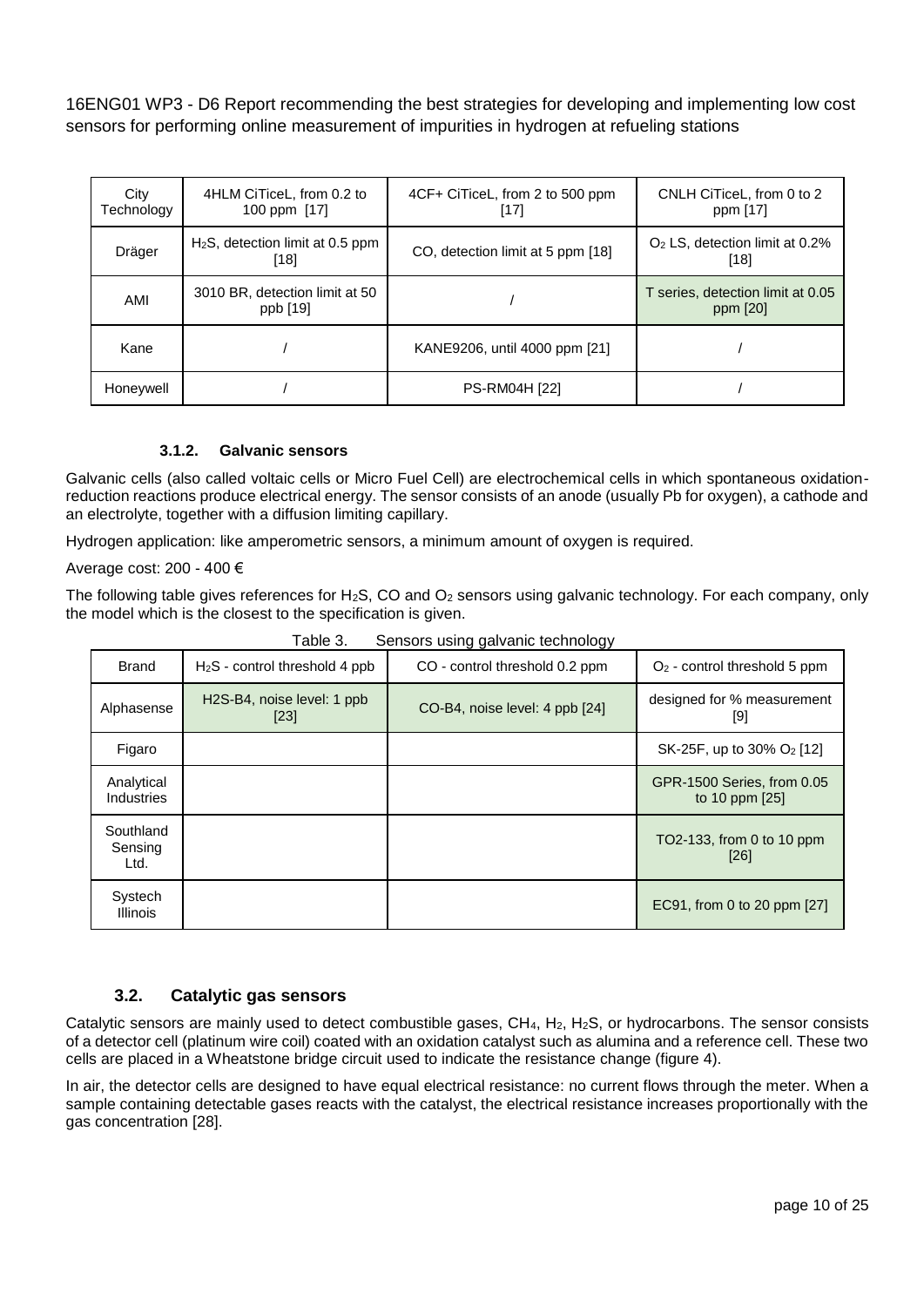| City Technology | 4HLM CiTiceL, from 0.2 to 100 ppm [17] | 4CF+ CiTiceL, from 2 to 500 ppm [17] | CNLH CiTiceL, from 0 to 2 ppm [17] |
|---|---|---|---|
| Dräger | $H_2S$, detection limit at 0.5 ppm [18] | CO, detection limit at 5 ppm [18] | $O_2$ LS, detection limit at 0.2% [18] |
| AMI | 3010 BR, detection limit at 50 ppb [19] | / | T series, detection limit at 0.05 ppm [20] |
| Kane | / | KANE9206, until 4000 ppm [21] | / |
| Honeywell | / | PS-RM04H [22] | / |

#### 3.1.2. Galvanic sensors

Galvanic cells (also called voltaic cells or Micro Fuel Cell) are electrochemical cells in which spontaneous oxidation-reduction reactions produce electrical energy. The sensor consists of an anode (usually Pb for oxygen), a cathode and an electrolyte, together with a diffusion limiting capillary.

Hydrogen application: like amperometric sensors, a minimum amount of oxygen is required.

Average cost: 200 - 400 €

The following table gives references for $H_2S$, CO and $O_2$ sensors using galvanic technology. For each company, only the model which is the closest to the specification is given.

Table 3. Sensors using galvanic technology

| Brand | $H_2S$ - control threshold 4 ppb | CO - control threshold 0.2 ppm | $O_2$ - control threshold 5 ppm |
|---|---|---|---|
| Alphasense | H2S-B4, noise level: 1 ppb [23] | CO-B4, noise level: 4 ppb [24] | designed for % measurement [9] |
| Figaro | | | SK-25F, up to 30% $O_2$ [12] |
| Analytical Industries | | | GPR-1500 Series, from 0.05 to 10 ppm [25] |
| Southland Sensing Ltd. | | | TO2-133, from 0 to 10 ppm [26] |
| Systech Illinois | | | EC91, from 0 to 20 ppm [27] |

### 3.2. Catalytic gas sensors

Catalytic sensors are mainly used to detect combustible gases, $CH_4$, $H_2$, $H_2S$, or hydrocarbons. The sensor consists of a detector cell (platinum wire coil) coated with an oxidation catalyst such as alumina and a reference cell. These two cells are placed in a Wheatstone bridge circuit used to indicate the resistance change (figure 4).

In air, the detector cells are designed to have equal electrical resistance: no current flows through the meter. When a sample containing detectable gases reacts with the catalyst, the electrical resistance increases proportionally with the gas concentration [28].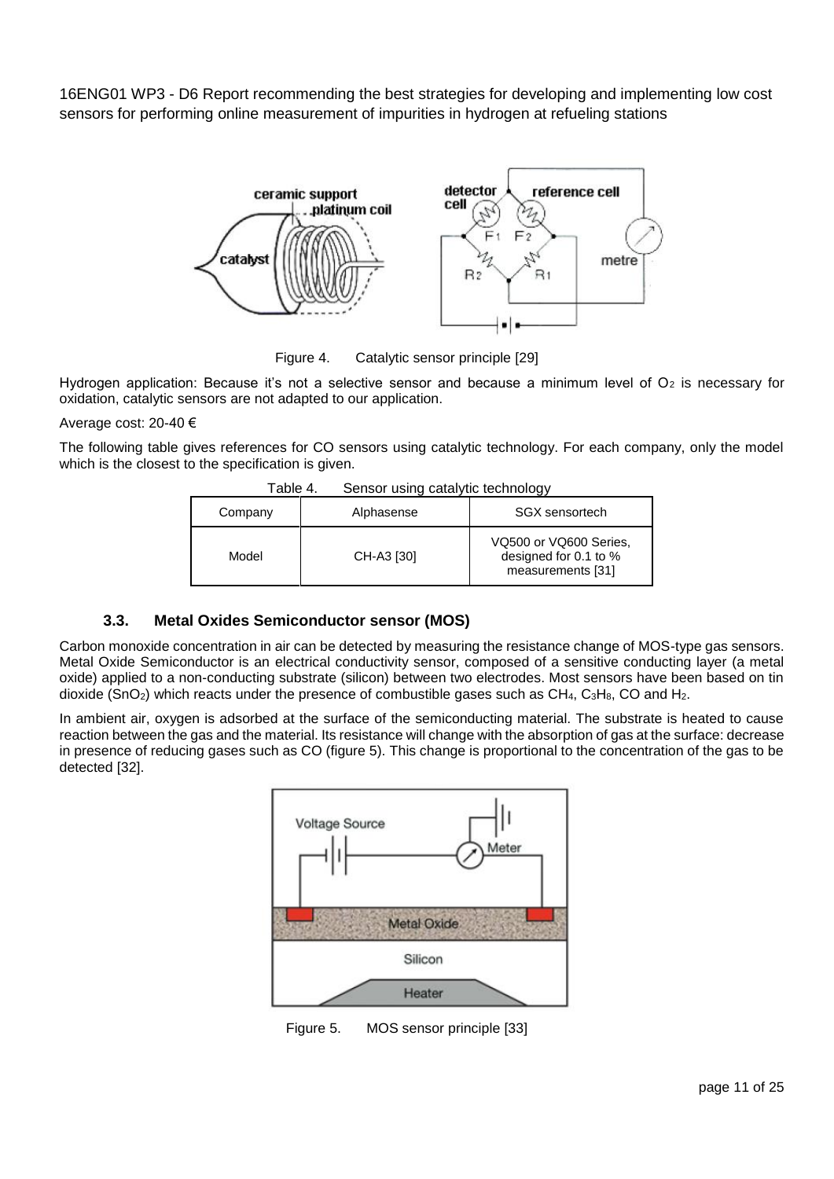Figure 4. Catalytic sensor principle [29]

Hydrogen application: Because it's not a selective sensor and because a minimum level of $O_2$ is necessary for oxidation, catalytic sensors are not adapted to our application.

Average cost: 20-40 €

The following table gives references for CO sensors using catalytic technology. For each company, only the model which is the closest to the specification is given.

Table 4. Sensor using catalytic technology

| Company | Alphasense | SGX sensortech |
|---|---|---|
| Model | CH-A3 [30] | VQ500 or VQ600 Series, designed for 0.1 to % measurements [31] |

### 3.3. Metal Oxides Semiconductor sensor (MOS)

Carbon monoxide concentration in air can be detected by measuring the resistance change of MOS-type gas sensors. Metal Oxide Semiconductor is an electrical conductivity sensor, composed of a sensitive conducting layer (a metal oxide) applied to a non-conducting substrate (silicon) between two electrodes. Most sensors have been based on tin dioxide ($SnO_2$) which reacts under the presence of combustible gases such as $CH_4$, $C_3H_8$, CO and $H_2$.

In ambient air, oxygen is adsorbed at the surface of the semiconducting material. The substrate is heated to cause reaction between the gas and the material. Its resistance will change with the absorption of gas at the surface: decrease in presence of reducing gases such as CO (figure 5). This change is proportional to the concentration of the gas to be detected [32].

Figure 5. MOS sensor principle [33]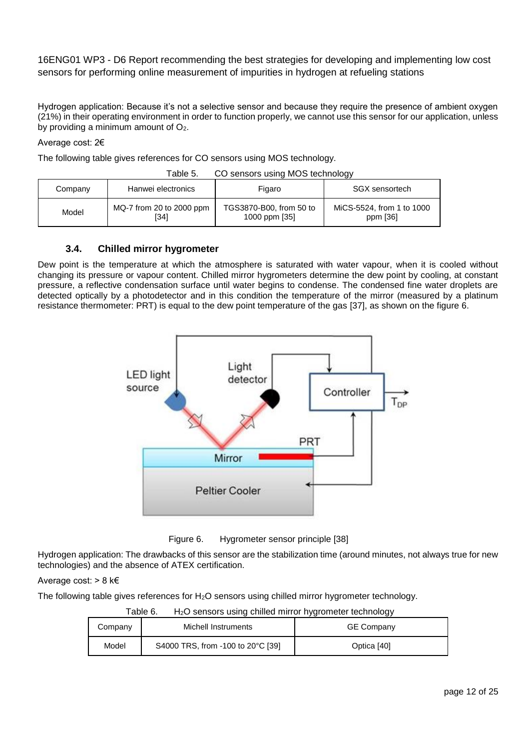Hydrogen application: Because it's not a selective sensor and because they require the presence of ambient oxygen (21%) in their operating environment in order to function properly, we cannot use this sensor for our application, unless by providing a minimum amount of $O_2$.

Average cost: 2€

The following table gives references for CO sensors using MOS technology.

Table 5. CO sensors using MOS technology

| Company | Hanwei electronics | Figaro | SGX sensortech |
|---|---|---|---|
| Model | MQ-7 from 20 to 2000 ppm [34] | TGS3870-B00, from 50 to 1000 ppm [35] | MiCS-5524, from 1 to 1000 ppm [36] |

### 3.4. Chilled mirror hygrometer

Dew point is the temperature at which the atmosphere is saturated with water vapour, when it is cooled without changing its pressure or vapour content. Chilled mirror hygrometers determine the dew point by cooling, at constant pressure, a reflective condensation surface until water begins to condense. The condensed fine water droplets are detected optically by a photodetector and in this condition the temperature of the mirror (measured by a platinum resistance thermometer: PRT) is equal to the dew point temperature of the gas [37], as shown on the figure 6.

Figure 6. Hygrometer sensor principle [38]

Hydrogen application: The drawbacks of this sensor are the stabilization time (around minutes, not always true for new technologies) and the absence of ATEX certification.

Average cost: > 8 k€

The following table gives references for $H_2O$ sensors using chilled mirror hygrometer technology.

Table 6. $H_2O$ sensors using chilled mirror hygrometer technology

| Company | Michell Instruments | GE Company |
|---|---|---|
| Model | S4000 TRS, from -100 to 20°C [39] | Optica [40] |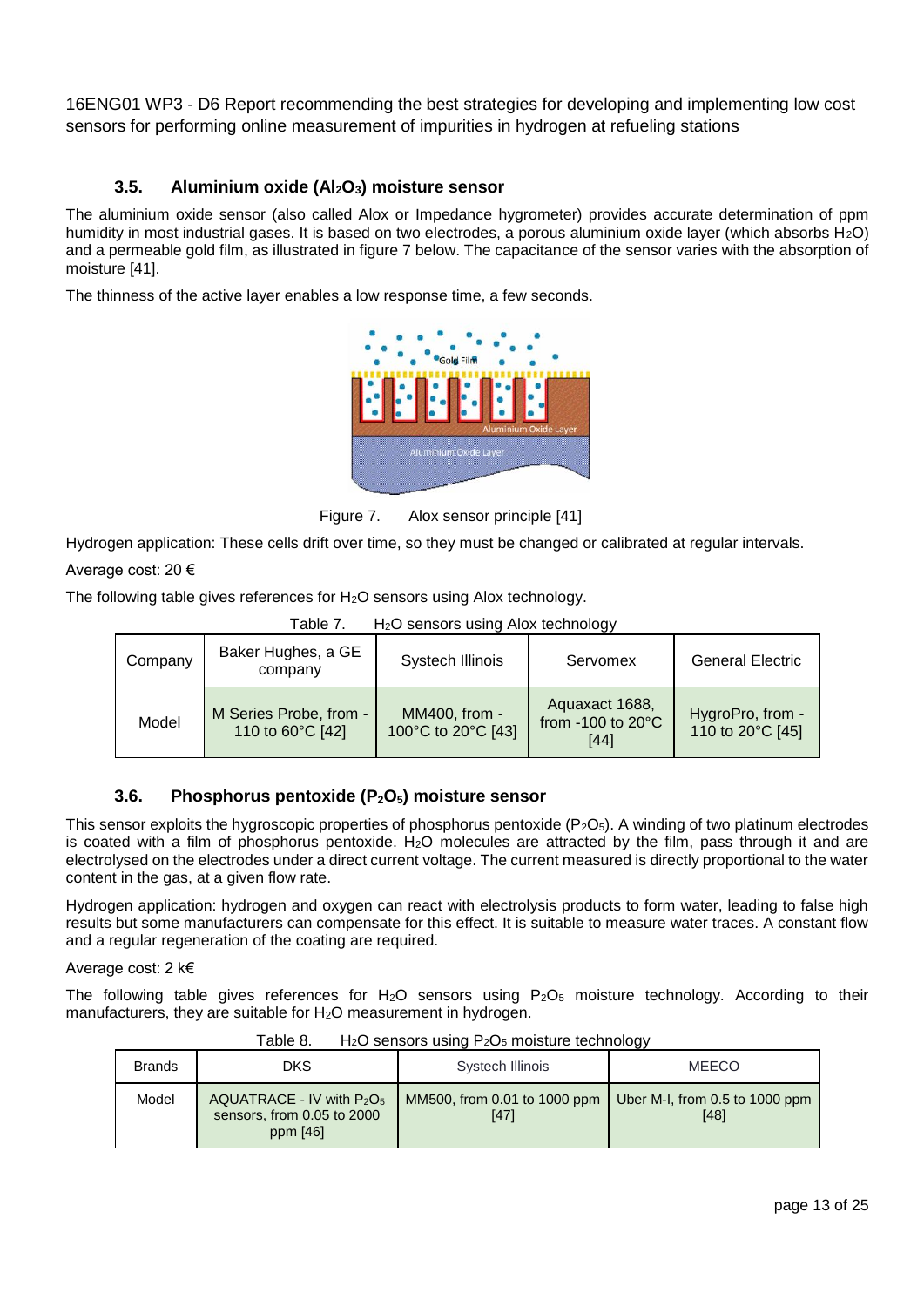### 3.5. Aluminium oxide ($Al_2O_3$) moisture sensor

The aluminium oxide sensor (also called Alox or Impedance hygrometer) provides accurate determination of ppm humidity in most industrial gases. It is based on two electrodes, a porous aluminium oxide layer (which absorbs $H_2O$) and a permeable gold film, as illustrated in figure 7 below. The capacitance of the sensor varies with the absorption of moisture [41].

The thinness of the active layer enables a low response time, a few seconds.

Figure 7. Alox sensor principle [41]

Hydrogen application: These cells drift over time, so they must be changed or calibrated at regular intervals.

Average cost: 20 €

The following table gives references for $H_2O$ sensors using Alox technology.

Table 7. $H_2O$ sensors using Alox technology

| Company | Baker Hughes, a GE company | Systech Illinois | Servomex | General Electric |
|---|---|---|---|---|
| Model | M Series Probe, from -110 to 60°C [42] | MM400, from -100°C to 20°C [43] | Aquaxact 1688, from -100 to 20°C [44] | HygroPro, from -110 to 20°C [45] |

### 3.6. Phosphorus pentoxide ($P_2O_5$) moisture sensor

This sensor exploits the hygroscopic properties of phosphorus pentoxide ($P_2O_5$). A winding of two platinum electrodes is coated with a film of phosphorus pentoxide. $H_2O$ molecules are attracted by the film, pass through it and are electrolysed on the electrodes under a direct current voltage. The current measured is directly proportional to the water content in the gas, at a given flow rate.

Hydrogen application: hydrogen and oxygen can react with electrolysis products to form water, leading to false high results but some manufacturers can compensate for this effect. It is suitable to measure water traces. A constant flow and a regular regeneration of the coating are required.

Average cost: 2 k€

The following table gives references for $H_2O$ sensors using $P_2O_5$ moisture technology. According to their manufacturers, they are suitable for $H_2O$ measurement in hydrogen.

Table 8. $H_2O$ sensors using $P_2O_5$ moisture technology

| Brands | DKS | Systech Illinois | MEECO |
|---|---|---|---|
| Model | AQUATRACE - IV with $P_2O_5$ sensors, from 0.05 to 2000 ppm [46] | MM500, from 0.01 to 1000 ppm [47] | Uber M-I, from 0.5 to 1000 ppm [48] |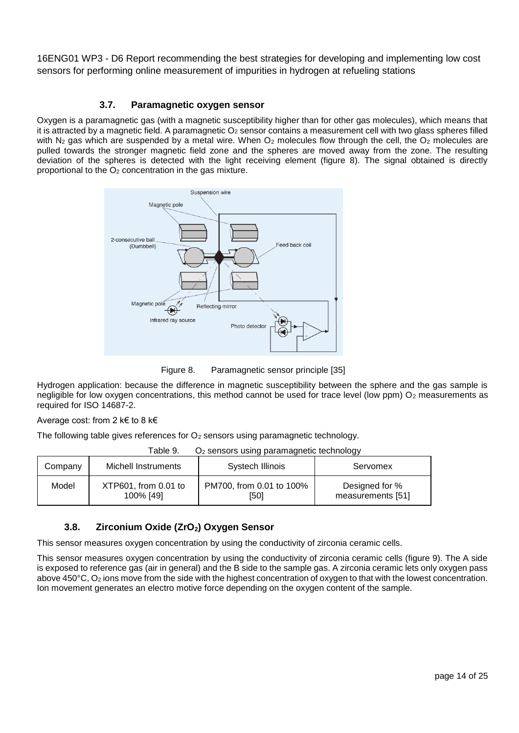### 3.7. Paramagnetic oxygen sensor

Oxygen is a paramagnetic gas (with a magnetic susceptibility higher than for other gas molecules), which means that it is attracted by a magnetic field. A paramagnetic $O_2$ sensor contains a measurement cell with two glass spheres filled with $N_2$ gas which are suspended by a metal wire. When $O_2$ molecules flow through the cell, the $O_2$ molecules are pulled towards the stronger magnetic field zone and the spheres are moved away from the zone. The resulting deviation of the spheres is detected with the light receiving element (figure 8). The signal obtained is directly proportional to the $O_2$ concentration in the gas mixture.

Figure 8. Paramagnetic sensor principle [35]

Hydrogen application: because the difference in magnetic susceptibility between the sphere and the gas sample is negligible for low oxygen concentrations, this method cannot be used for trace level (low ppm) $O_2$ measurements as required for ISO 14687-2.

Average cost: from 2 k€ to 8 k€

The following table gives references for $O_2$ sensors using paramagnetic technology.

Table 9. $O_2$ sensors using paramagnetic technology

| Company | Michell Instruments | Systech Illinois | Servomex |
|---|---|---|---|
| Model | XTP601, from 0.01 to 100% [49] | PM700, from 0.01 to 100% [50] | Designed for % measurements [51] |

### 3.8. Zirconium Oxide ($ZrO_2$) Oxygen Sensor

This sensor measures oxygen concentration by using the conductivity of zirconia ceramic cells.

This sensor measures oxygen concentration by using the conductivity of zirconia ceramic cells (figure 9). The A side is exposed to reference gas (air in general) and the B side to the sample gas. A zirconia ceramic lets only oxygen pass above 450°C, $O_2$ ions move from the side with the highest concentration of oxygen to that with the lowest concentration. Ion movement generates an electro motive force depending on the oxygen content of the sample.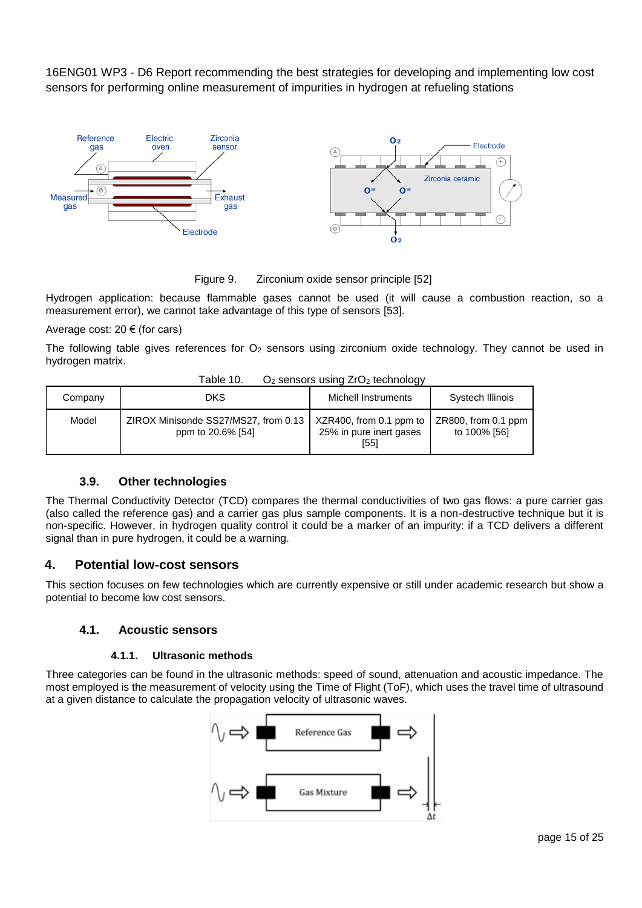16ENG01 WP3 - D6 Report recommending the best strategies for developing and implementing low cost sensors for performing online measurement of impurities in hydrogen at refueling stations

Figure 9. Zirconium oxide sensor principle [52]

Hydrogen application: because flammable gases cannot be used (it will cause a combustion reaction, so a measurement error), we cannot take advantage of this type of sensors [53].

Average cost: 20 € (for cars)

The following table gives references for $O_2$ sensors using zirconium oxide technology. They cannot be used in hydrogen matrix.

Table 10. $O_2$ sensors using $ZrO_2$ technology

| Company | DKS | Michell Instruments | Systech Illinois |
|---|---|---|---|
| Model | ZIROX Minisonde SS27/MS27, from 0.13 ppm to 20.6% [54] | XZR400, from 0.1 ppm to 25% in pure inert gases [55] | ZR800, from 0.1 ppm to 100% [56] |

### 3.9. Other technologies

The Thermal Conductivity Detector (TCD) compares the thermal conductivities of two gas flows: a pure carrier gas (also called the reference gas) and a carrier gas plus sample components. It is a non-destructive technique but it is non-specific. However, in hydrogen quality control it could be a marker of an impurity: if a TCD delivers a different signal than in pure hydrogen, it could be a warning.

## 4. Potential low-cost sensors

This section focuses on few technologies which are currently expensive or still under academic research but show a potential to become low cost sensors.

### 4.1. Acoustic sensors

#### 4.1.1. Ultrasonic methods

Three categories can be found in the ultrasonic methods: speed of sound, attenuation and acoustic impedance. The most employed is the measurement of velocity using the Time of Flight (ToF), which uses the travel time of ultrasound at a given distance to calculate the propagation velocity of ultrasonic waves.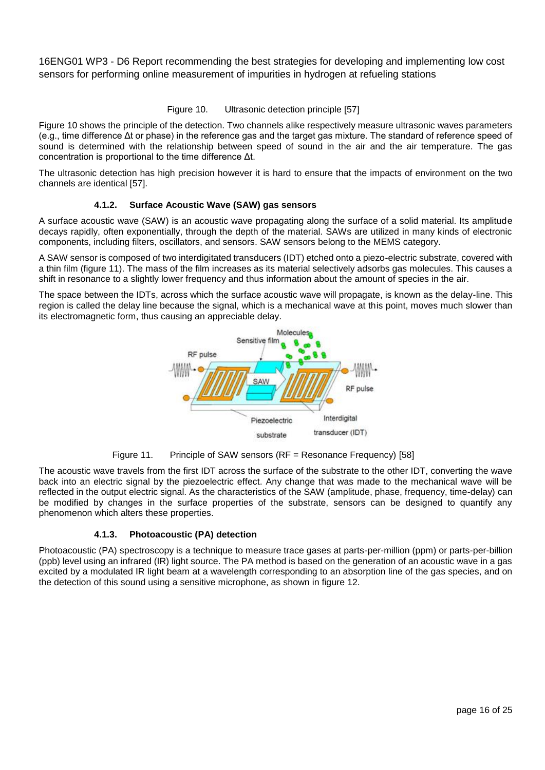Figure 10. Ultrasonic detection principle [57]

Figure 10 shows the principle of the detection. Two channels alike respectively measure ultrasonic waves parameters (e.g., time difference Δt or phase) in the reference gas and the target gas mixture. The standard of reference speed of sound is determined with the relationship between speed of sound in the air and the air temperature. The gas concentration is proportional to the time difference Δt.

The ultrasonic detection has high precision however it is hard to ensure that the impacts of environment on the two channels are identical [57].

#### 4.1.2. Surface Acoustic Wave (SAW) gas sensors

A surface acoustic wave (SAW) is an acoustic wave propagating along the surface of a solid material. Its amplitude decays rapidly, often exponentially, through the depth of the material. SAWs are utilized in many kinds of electronic components, including filters, oscillators, and sensors. SAW sensors belong to the MEMS category.

A SAW sensor is composed of two interdigitated transducers (IDT) etched onto a piezo-electric substrate, covered with a thin film (figure 11). The mass of the film increases as its material selectively adsorbs gas molecules. This causes a shift in resonance to a slightly lower frequency and thus information about the amount of species in the air.

The space between the IDTs, across which the surface acoustic wave will propagate, is known as the delay-line. This region is called the delay line because the signal, which is a mechanical wave at this point, moves much slower than its electromagnetic form, thus causing an appreciable delay.

Figure 11. Principle of SAW sensors (RF = Resonance Frequency) [58]

The acoustic wave travels from the first IDT across the surface of the substrate to the other IDT, converting the wave back into an electric signal by the piezoelectric effect. Any change that was made to the mechanical wave will be reflected in the output electric signal. As the characteristics of the SAW (amplitude, phase, frequency, time-delay) can be modified by changes in the surface properties of the substrate, sensors can be designed to quantify any phenomenon which alters these properties.

#### 4.1.3. Photoacoustic (PA) detection

Photoacoustic (PA) spectroscopy is a technique to measure trace gases at parts-per-million (ppm) or parts-per-billion (ppb) level using an infrared (IR) light source. The PA method is based on the generation of an acoustic wave in a gas excited by a modulated IR light beam at a wavelength corresponding to an absorption line of the gas species, and on the detection of this sound using a sensitive microphone, as shown in figure 12.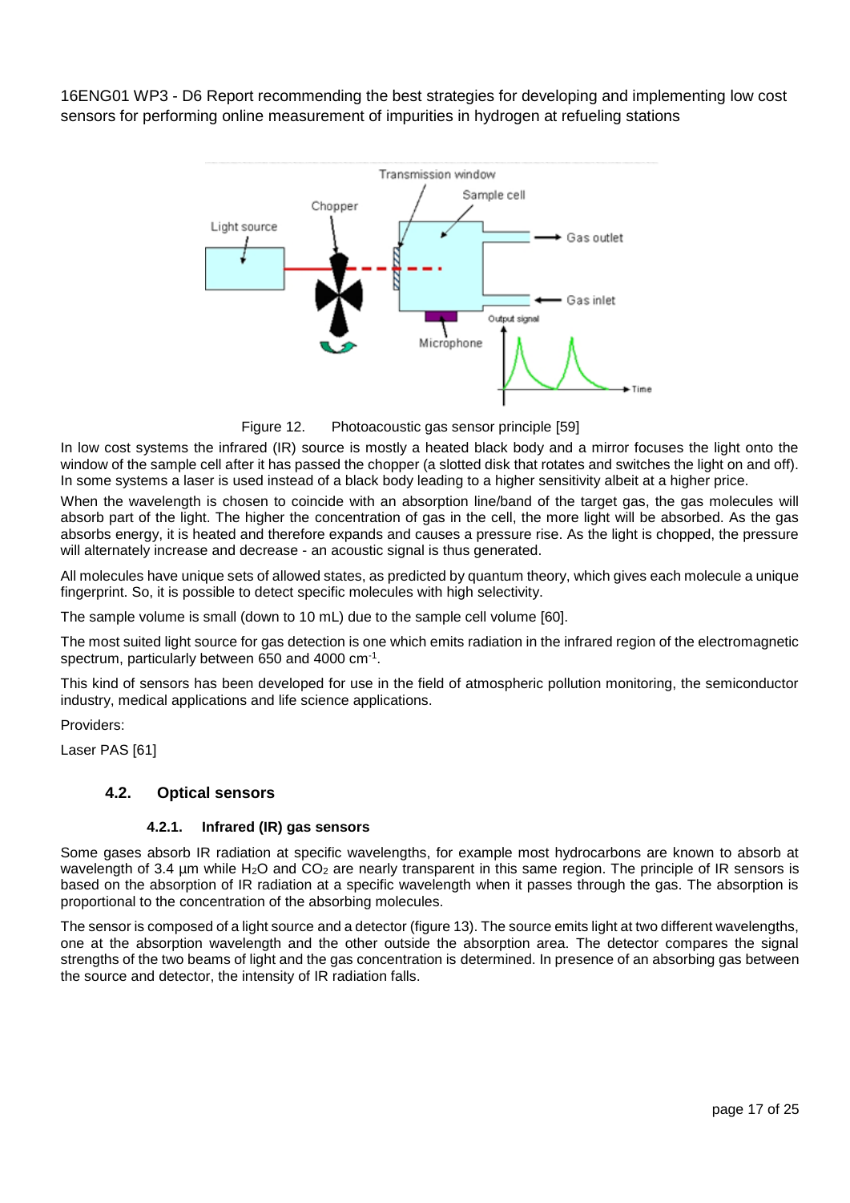Figure 12. Photoacoustic gas sensor principle [59]

In low cost systems the infrared (IR) source is mostly a heated black body and a mirror focuses the light onto the window of the sample cell after it has passed the chopper (a slotted disk that rotates and switches the light on and off). In some systems a laser is used instead of a black body leading to a higher sensitivity albeit at a higher price.

When the wavelength is chosen to coincide with an absorption line/band of the target gas, the gas molecules will absorb part of the light. The higher the concentration of gas in the cell, the more light will be absorbed. As the gas absorbs energy, it is heated and therefore expands and causes a pressure rise. As the light is chopped, the pressure will alternately increase and decrease - an acoustic signal is thus generated.

All molecules have unique sets of allowed states, as predicted by quantum theory, which gives each molecule a unique fingerprint. So, it is possible to detect specific molecules with high selectivity.

The sample volume is small (down to 10 mL) due to the sample cell volume [60].

The most suited light source for gas detection is one which emits radiation in the infrared region of the electromagnetic spectrum, particularly between 650 and 4000 $cm^{-1}$.

This kind of sensors has been developed for use in the field of atmospheric pollution monitoring, the semiconductor industry, medical applications and life science applications.

Providers:

Laser PAS [61]

## 4.2. Optical sensors

### 4.2.1. Infrared (IR) gas sensors

Some gases absorb IR radiation at specific wavelengths, for example most hydrocarbons are known to absorb at wavelength of 3.4 µm while $H_2O$ and $CO_2$ are nearly transparent in this same region. The principle of IR sensors is based on the absorption of IR radiation at a specific wavelength when it passes through the gas. The absorption is proportional to the concentration of the absorbing molecules.

The sensor is composed of a light source and a detector (figure 13). The source emits light at two different wavelengths, one at the absorption wavelength and the other outside the absorption area. The detector compares the signal strengths of the two beams of light and the gas concentration is determined. In presence of an absorbing gas between the source and detector, the intensity of IR radiation falls.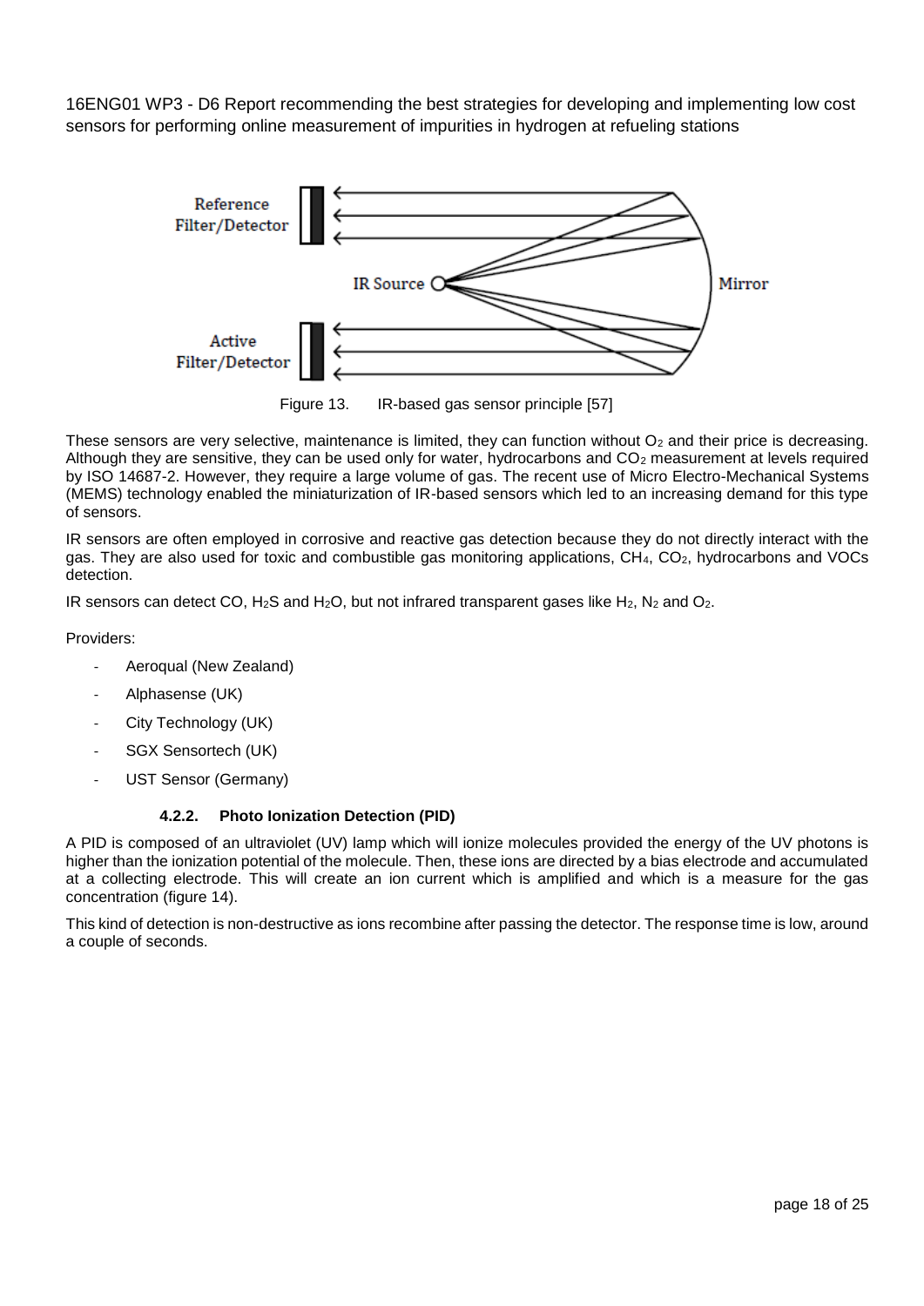Figure 13. IR-based gas sensor principle [57]

These sensors are very selective, maintenance is limited, they can function without $O_2$ and their price is decreasing. Although they are sensitive, they can be used only for water, hydrocarbons and $CO_2$ measurement at levels required by ISO 14687-2. However, they require a large volume of gas. The recent use of Micro Electro-Mechanical Systems (MEMS) technology enabled the miniaturization of IR-based sensors which led to an increasing demand for this type of sensors.

IR sensors are often employed in corrosive and reactive gas detection because they do not directly interact with the gas. They are also used for toxic and combustible gas monitoring applications, $CH_4$, $CO_2$, hydrocarbons and VOCs detection.

IR sensors can detect CO, $H_2S$ and $H_2O$, but not infrared transparent gases like $H_2$, $N_2$ and $O_2$.

Providers:

- Aeroqual (New Zealand)
- Alphasense (UK)
- City Technology (UK)
- SGX Sensortech (UK)
- UST Sensor (Germany)

#### 4.2.2. Photo Ionization Detection (PID)

A PID is composed of an ultraviolet (UV) lamp which will ionize molecules provided the energy of the UV photons is higher than the ionization potential of the molecule. Then, these ions are directed by a bias electrode and accumulated at a collecting electrode. This will create an ion current which is amplified and which is a measure for the gas concentration (figure 14).

This kind of detection is non-destructive as ions recombine after passing the detector. The response time is low, around a couple of seconds.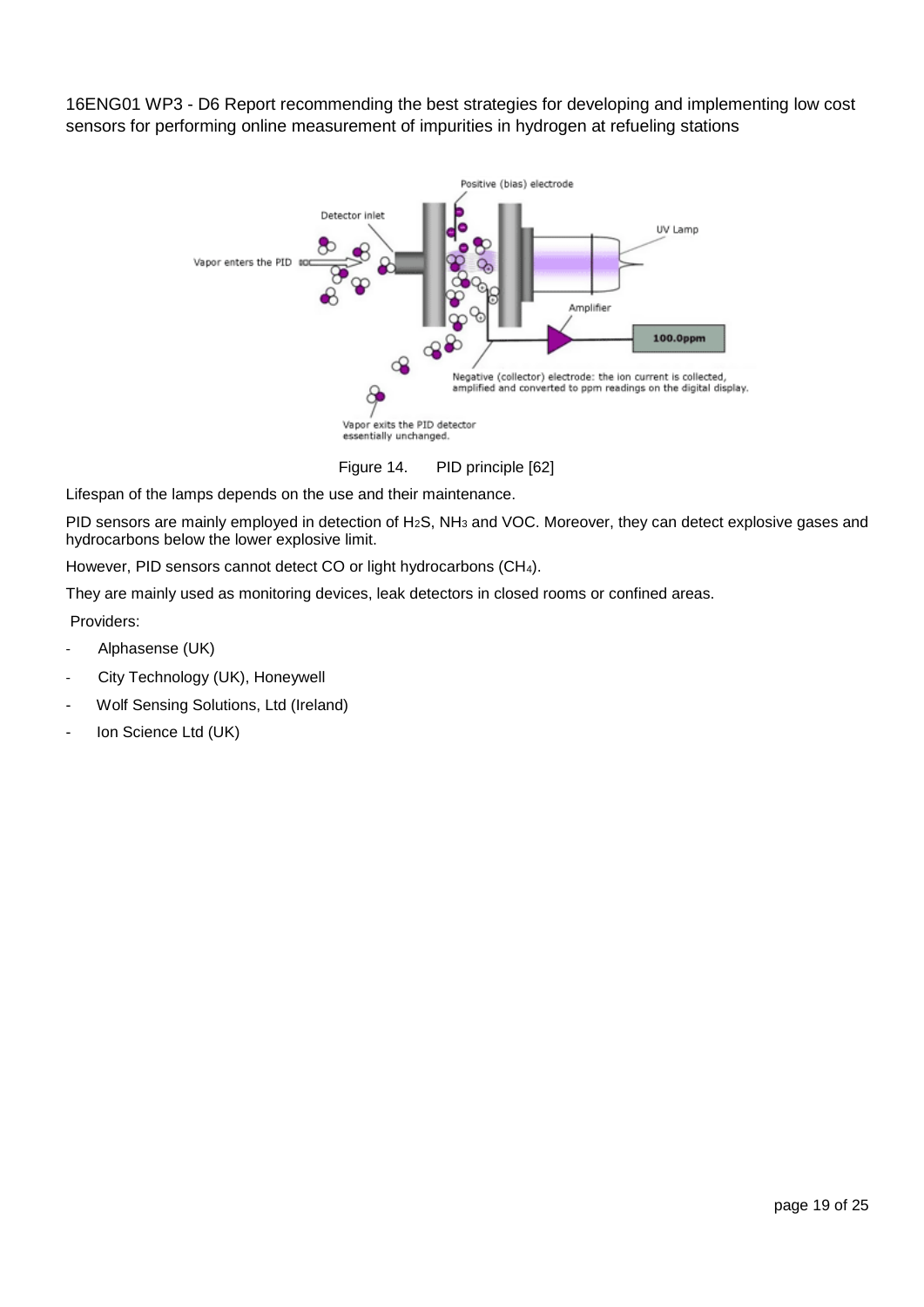Figure 14. PID principle [62]

Lifespan of the lamps depends on the use and their maintenance.

PID sensors are mainly employed in detection of $H_2S$, $NH_3$ and VOC. Moreover, they can detect explosive gases and hydrocarbons below the lower explosive limit.

However, PID sensors cannot detect CO or light hydrocarbons ($CH_4$).

They are mainly used as monitoring devices, leak detectors in closed rooms or confined areas.

Providers:

- Alphasense (UK)
- City Technology (UK), Honeywell
- Wolf Sensing Solutions, Ltd (Ireland)
- Ion Science Ltd (UK)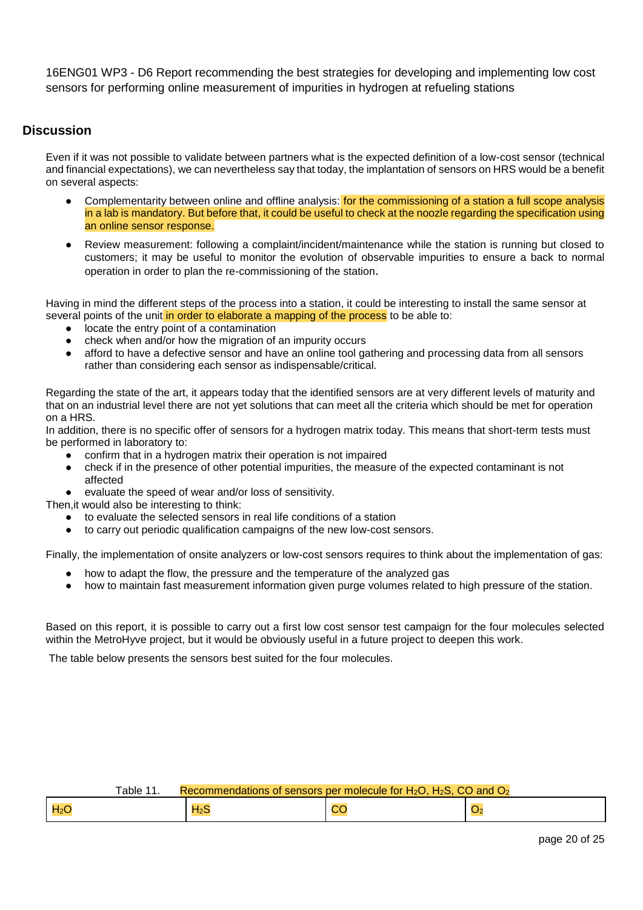16ENG01 WP3 - D6 Report recommending the best strategies for developing and implementing low cost sensors for performing online measurement of impurities in hydrogen at refueling stations

## Discussion

Even if it was not possible to validate between partners what is the expected definition of a low-cost sensor (technical and financial expectations), we can nevertheless say that today, the implantation of sensors on HRS would be a benefit on several aspects:

- Complementarity between online and offline analysis: for the commissioning of a station a full scope analysis in a lab is mandatory. But before that, it could be useful to check at the noozle regarding the specification using an online sensor response.
- Review measurement: following a complaint/incident/maintenance while the station is running but closed to customers; it may be useful to monitor the evolution of observable impurities to ensure a back to normal operation in order to plan the re-commissioning of the station.

Having in mind the different steps of the process into a station, it could be interesting to install the same sensor at several points of the unit in order to elaborate a mapping of the process to be able to:

- locate the entry point of a contamination
- check when and/or how the migration of an impurity occurs
- afford to have a defective sensor and have an online tool gathering and processing data from all sensors rather than considering each sensor as indispensable/critical.

Regarding the state of the art, it appears today that the identified sensors are at very different levels of maturity and that on an industrial level there are not yet solutions that can meet all the criteria which should be met for operation on a HRS.
In addition, there is no specific offer of sensors for a hydrogen matrix today. This means that short-term tests must be performed in laboratory to:

- confirm that in a hydrogen matrix their operation is not impaired
- check if in the presence of other potential impurities, the measure of the expected contaminant is not affected
- evaluate the speed of wear and/or loss of sensitivity.

Then,it would also be interesting to think:

- to evaluate the selected sensors in real life conditions of a station
- to carry out periodic qualification campaigns of the new low-cost sensors.

Finally, the implementation of onsite analyzers or low-cost sensors requires to think about the implementation of gas:

- how to adapt the flow, the pressure and the temperature of the analyzed gas
- how to maintain fast measurement information given purge volumes related to high pressure of the station.

Based on this report, it is possible to carry out a first low cost sensor test campaign for the four molecules selected within the MetroHyve project, but it would be obviously useful in a future project to deepen this work.

The table below presents the sensors best suited for the four molecules.

Table 11. Recommendations of sensors per molecule for $H_2O$, $H_2S$, CO and $O_2$

| $H_2O$ | $H_2S$ | CO | $O_2$ |
|---|---|---|---|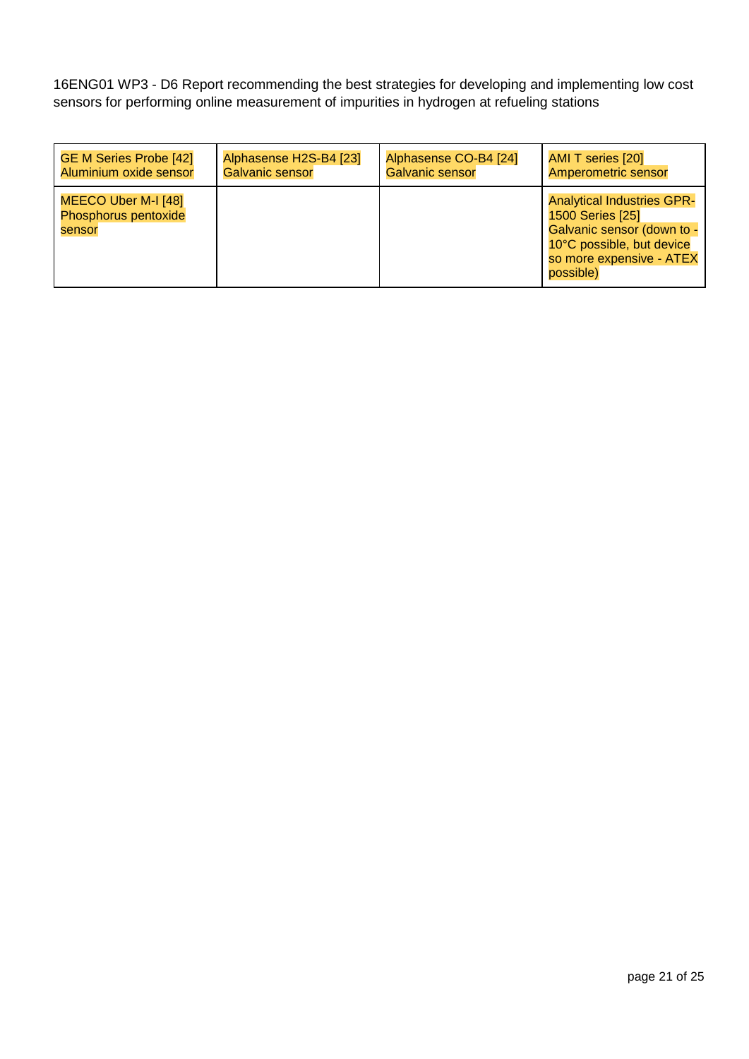| GE M Series Probe [42] Aluminium oxide sensor | Alphasense H2S-B4 [23] Galvanic sensor | Alphasense CO-B4 [24] Galvanic sensor | AMI T series [20] Amperometric sensor |
| --- | --- | --- | --- |
| MEECO Uber M-I [48] Phosphorus pentoxide sensor | | | Analytical Industries GPR-1500 Series [25] Galvanic sensor (down to -10°C possible, but device so more expensive - ATEX possible) |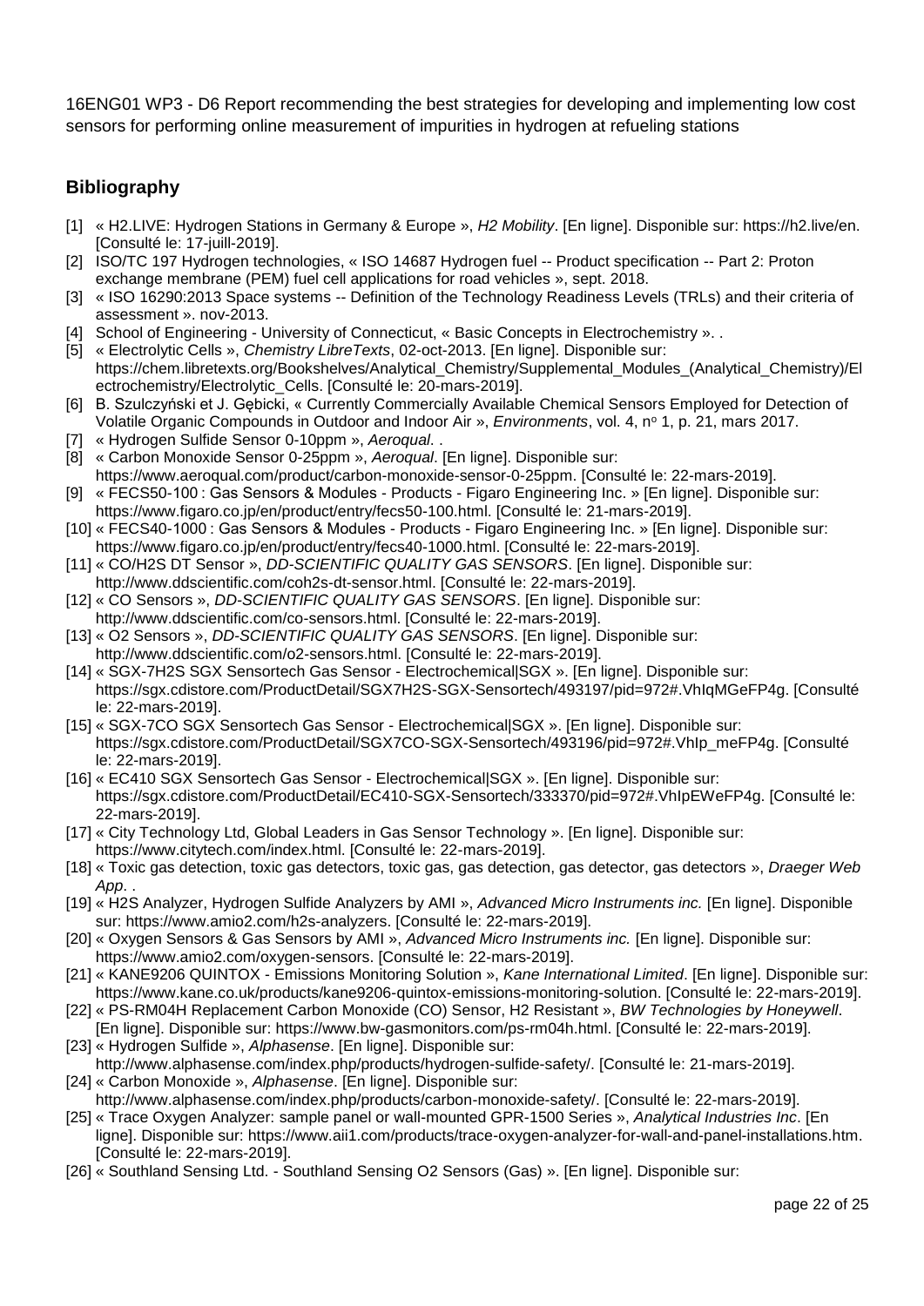16ENG01 WP3 - D6 Report recommending the best strategies for developing and implementing low cost sensors for performing online measurement of impurities in hydrogen at refueling stations

## Bibliography

[1] « H2.LIVE: Hydrogen Stations in Germany & Europe », *H2 Mobility*. [En ligne]. Disponible sur: https://h2.live/en. [Consulté le: 17-juill-2019].

[2] ISO/TC 197 Hydrogen technologies, « ISO 14687 Hydrogen fuel -- Product specification -- Part 2: Proton exchange membrane (PEM) fuel cell applications for road vehicles », sept. 2018.

[3] « ISO 16290:2013 Space systems -- Definition of the Technology Readiness Levels (TRLs) and their criteria of assessment ». nov-2013.

[4] School of Engineering - University of Connecticut, « Basic Concepts in Electrochemistry ». .

[5] « Electrolytic Cells », *Chemistry LibreTexts*, 02-oct-2013. [En ligne]. Disponible sur: https://chem.libretexts.org/Bookshelves/Analytical_Chemistry/Supplemental_Modules_(Analytical_Chemistry)/Electrochemistry/Electrolytic_Cells. [Consulté le: 20-mars-2019].

[6] B. Szulczyński et J. Gębicki, « Currently Commercially Available Chemical Sensors Employed for Detection of Volatile Organic Compounds in Outdoor and Indoor Air », *Environments*, vol. 4, nº 1, p. 21, mars 2017.

[7] « Hydrogen Sulfide Sensor 0-10ppm », *Aeroqual*. .

[8] « Carbon Monoxide Sensor 0-25ppm », *Aeroqual*. [En ligne]. Disponible sur: https://www.aeroqual.com/product/carbon-monoxide-sensor-0-25ppm. [Consulté le: 22-mars-2019].

[9] « FECS50-100 : Gas Sensors & Modules - Products - Figaro Engineering Inc. » [En ligne]. Disponible sur: https://www.figaro.co.jp/en/product/entry/fecs50-100.html. [Consulté le: 21-mars-2019].

[10] « FECS40-1000 : Gas Sensors & Modules - Products - Figaro Engineering Inc. » [En ligne]. Disponible sur: https://www.figaro.co.jp/en/product/entry/fecs40-1000.html. [Consulté le: 22-mars-2019].

[11] « CO/H2S DT Sensor », *DD-SCIENTIFIC QUALITY GAS SENSORS*. [En ligne]. Disponible sur: http://www.ddscientific.com/coh2s-dt-sensor.html. [Consulté le: 22-mars-2019].

[12] « CO Sensors », *DD-SCIENTIFIC QUALITY GAS SENSORS*. [En ligne]. Disponible sur: http://www.ddscientific.com/co-sensors.html. [Consulté le: 22-mars-2019].

[13] « O2 Sensors », *DD-SCIENTIFIC QUALITY GAS SENSORS*. [En ligne]. Disponible sur: http://www.ddscientific.com/o2-sensors.html. [Consulté le: 22-mars-2019].

[14] « SGX-7H2S SGX Sensortech Gas Sensor - Electrochemical|SGX ». [En ligne]. Disponible sur: https://sgx.cdistore.com/ProductDetail/SGX7H2S-SGX-Sensortech/493197/pid=972#.VhIqMGeFP4g. [Consulté le: 22-mars-2019].

[15] « SGX-7CO SGX Sensortech Gas Sensor - Electrochemical|SGX ». [En ligne]. Disponible sur: https://sgx.cdistore.com/ProductDetail/SGX7CO-SGX-Sensortech/493196/pid=972#.VhIp_meFP4g. [Consulté le: 22-mars-2019].

[16] « EC410 SGX Sensortech Gas Sensor - Electrochemical|SGX ». [En ligne]. Disponible sur: https://sgx.cdistore.com/ProductDetail/EC410-SGX-Sensortech/333370/pid=972#.VhIpEWeFP4g. [Consulté le: 22-mars-2019].

[17] « City Technology Ltd, Global Leaders in Gas Sensor Technology ». [En ligne]. Disponible sur: https://www.citytech.com/index.html. [Consulté le: 22-mars-2019].

[18] « Toxic gas detection, toxic gas detectors, toxic gas, gas detection, gas detector, gas detectors », *Draeger Web App*. .

[19] « H2S Analyzer, Hydrogen Sulfide Analyzers by AMI », *Advanced Micro Instruments inc.* [En ligne]. Disponible sur: https://www.amio2.com/h2s-analyzers. [Consulté le: 22-mars-2019].

[20] « Oxygen Sensors & Gas Sensors by AMI », *Advanced Micro Instruments inc.* [En ligne]. Disponible sur: https://www.amio2.com/oxygen-sensors. [Consulté le: 22-mars-2019].

[21] « KANE9206 QUINTOX - Emissions Monitoring Solution », *Kane International Limited*. [En ligne]. Disponible sur: https://www.kane.co.uk/products/kane9206-quintox-emissions-monitoring-solution. [Consulté le: 22-mars-2019].

[22] « PS-RM04H Replacement Carbon Monoxide (CO) Sensor, H2 Resistant », *BW Technologies by Honeywell*. [En ligne]. Disponible sur: https://www.bw-gasmonitors.com/ps-rm04h.html. [Consulté le: 22-mars-2019].

[23] « Hydrogen Sulfide », *Alphasense*. [En ligne]. Disponible sur: http://www.alphasense.com/index.php/products/hydrogen-sulfide-safety/. [Consulté le: 21-mars-2019].

[24] « Carbon Monoxide », *Alphasense*. [En ligne]. Disponible sur: http://www.alphasense.com/index.php/products/carbon-monoxide-safety/. [Consulté le: 22-mars-2019].

[25] « Trace Oxygen Analyzer: sample panel or wall-mounted GPR-1500 Series », *Analytical Industries Inc*. [En ligne]. Disponible sur: https://www.aii1.com/products/trace-oxygen-analyzer-for-wall-and-panel-installations.htm. [Consulté le: 22-mars-2019].

[26] « Southland Sensing Ltd. - Southland Sensing O2 Sensors (Gas) ». [En ligne]. Disponible sur: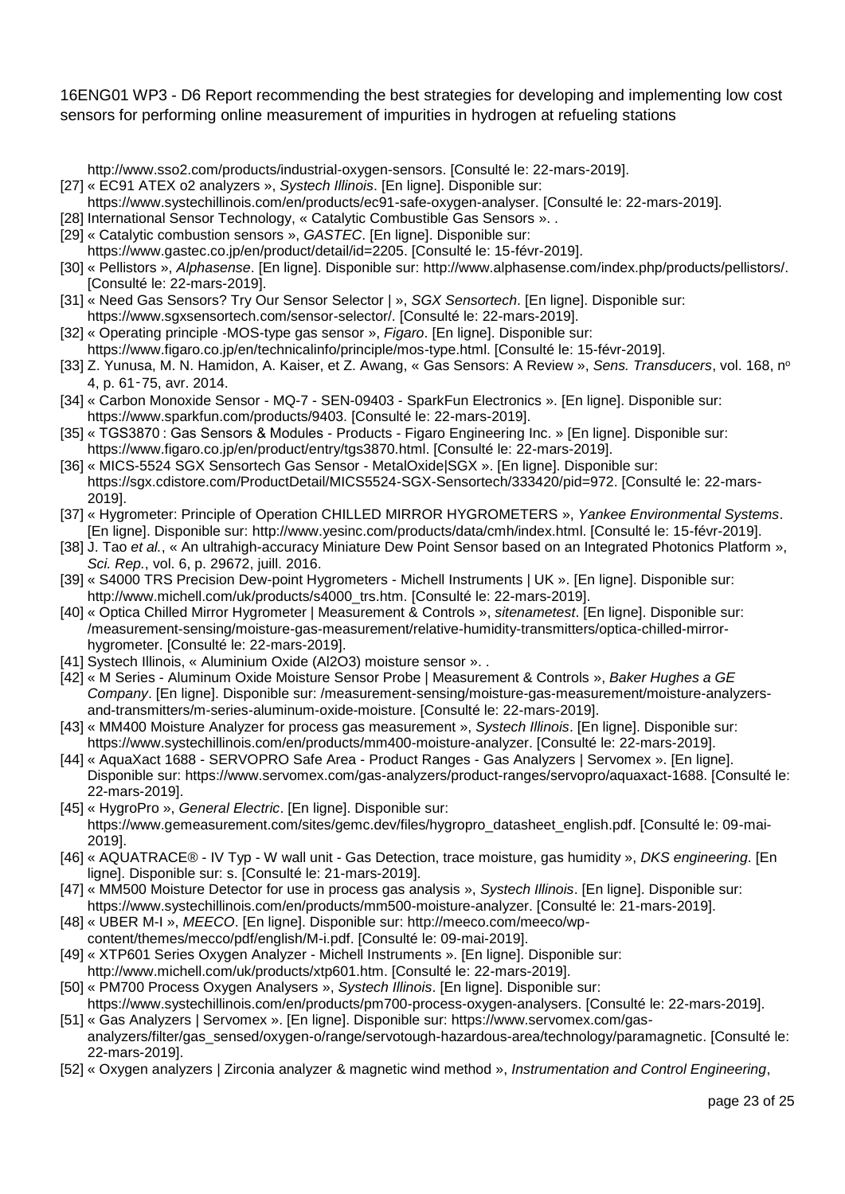http://www.sso2.com/products/industrial-oxygen-sensors. [Consulté le: 22-mars-2019].

[27] « EC91 ATEX o2 analyzers », *Systech Illinois*. [En ligne]. Disponible sur: https://www.systechillinois.com/en/products/ec91-safe-oxygen-analyser. [Consulté le: 22-mars-2019].

[28] International Sensor Technology, « Catalytic Combustible Gas Sensors ». .

[29] « Catalytic combustion sensors », *GASTEC*. [En ligne]. Disponible sur: https://www.gastec.co.jp/en/product/detail/id=2205. [Consulté le: 15-févr-2019].

[30] « Pellistors », *Alphasense*. [En ligne]. Disponible sur: http://www.alphasense.com/index.php/products/pellistors/. [Consulté le: 22-mars-2019].

[31] « Need Gas Sensors? Try Our Sensor Selector | », *SGX Sensortech*. [En ligne]. Disponible sur: https://www.sgxsensortech.com/sensor-selector/. [Consulté le: 22-mars-2019].

[32] « Operating principle -MOS-type gas sensor », *Figaro*. [En ligne]. Disponible sur: https://www.figaro.co.jp/en/technicalinfo/principle/mos-type.html. [Consulté le: 15-févr-2019].

[33] Z. Yunusa, M. N. Hamidon, A. Kaiser, et Z. Awang, « Gas Sensors: A Review », *Sens. Transducers*, vol. 168, nº 4, p. 61‑75, avr. 2014.

[34] « Carbon Monoxide Sensor - MQ-7 - SEN-09403 - SparkFun Electronics ». [En ligne]. Disponible sur: https://www.sparkfun.com/products/9403. [Consulté le: 22-mars-2019].

[35] « TGS3870 : Gas Sensors & Modules - Products - Figaro Engineering Inc. » [En ligne]. Disponible sur: https://www.figaro.co.jp/en/product/entry/tgs3870.html. [Consulté le: 22-mars-2019].

[36] « MICS-5524 SGX Sensortech Gas Sensor - MetalOxide|SGX ». [En ligne]. Disponible sur: https://sgx.cdistore.com/ProductDetail/MICS5524-SGX-Sensortech/333420/pid=972. [Consulté le: 22-mars-2019].

[37] « Hygrometer: Principle of Operation CHILLED MIRROR HYGROMETERS », *Yankee Environmental Systems*. [En ligne]. Disponible sur: http://www.yesinc.com/products/data/cmh/index.html. [Consulté le: 15-févr-2019].

[38] J. Tao *et al.*, « An ultrahigh-accuracy Miniature Dew Point Sensor based on an Integrated Photonics Platform », *Sci. Rep.*, vol. 6, p. 29672, juill. 2016.

[39] « S4000 TRS Precision Dew-point Hygrometers - Michell Instruments | UK ». [En ligne]. Disponible sur: http://www.michell.com/uk/products/s4000_trs.htm. [Consulté le: 22-mars-2019].

[40] « Optica Chilled Mirror Hygrometer | Measurement & Controls », *sitenametest*. [En ligne]. Disponible sur: /measurement-sensing/moisture-gas-measurement/relative-humidity-transmitters/optica-chilled-mirror-hygrometer. [Consulté le: 22-mars-2019].

[41] Systech Illinois, « Aluminium Oxide (Al2O3) moisture sensor ». .

[42] « M Series - Aluminum Oxide Moisture Sensor Probe | Measurement & Controls », *Baker Hughes a GE Company*. [En ligne]. Disponible sur: /measurement-sensing/moisture-gas-measurement/moisture-analyzers-and-transmitters/m-series-aluminum-oxide-moisture. [Consulté le: 22-mars-2019].

[43] « MM400 Moisture Analyzer for process gas measurement », *Systech Illinois*. [En ligne]. Disponible sur: https://www.systechillinois.com/en/products/mm400-moisture-analyzer. [Consulté le: 22-mars-2019].

[44] « AquaXact 1688 - SERVOPRO Safe Area - Product Ranges - Gas Analyzers | Servomex ». [En ligne]. Disponible sur: https://www.servomex.com/gas-analyzers/product-ranges/servopro/aquaxact-1688. [Consulté le: 22-mars-2019].

[45] « HygroPro », *General Electric*. [En ligne]. Disponible sur: https://www.gemeasurement.com/sites/gemc.dev/files/hygropro_datasheet_english.pdf. [Consulté le: 09-mai-2019].

[46] « AQUATRACE® - IV Typ - W wall unit - Gas Detection, trace moisture, gas humidity », *DKS engineering*. [En ligne]. Disponible sur: s. [Consulté le: 21-mars-2019].

[47] « MM500 Moisture Detector for use in process gas analysis », *Systech Illinois*. [En ligne]. Disponible sur: https://www.systechillinois.com/en/products/mm500-moisture-analyzer. [Consulté le: 21-mars-2019].

[48] « UBER M-I », *MEECO*. [En ligne]. Disponible sur: http://meeco.com/meeco/wp-content/themes/mecco/pdf/english/M-i.pdf. [Consulté le: 09-mai-2019].

[49] « XTP601 Series Oxygen Analyzer - Michell Instruments ». [En ligne]. Disponible sur: http://www.michell.com/uk/products/xtp601.htm. [Consulté le: 22-mars-2019].

[50] « PM700 Process Oxygen Analysers », *Systech Illinois*. [En ligne]. Disponible sur: https://www.systechillinois.com/en/products/pm700-process-oxygen-analysers. [Consulté le: 22-mars-2019].

[51] « Gas Analyzers | Servomex ». [En ligne]. Disponible sur: https://www.servomex.com/gas-analyzers/filter/gas_sensed/oxygen-o/range/servotough-hazardous-area/technology/paramagnetic. [Consulté le: 22-mars-2019].

[52] « Oxygen analyzers | Zirconia analyzer & magnetic wind method », *Instrumentation and Control Engineering*,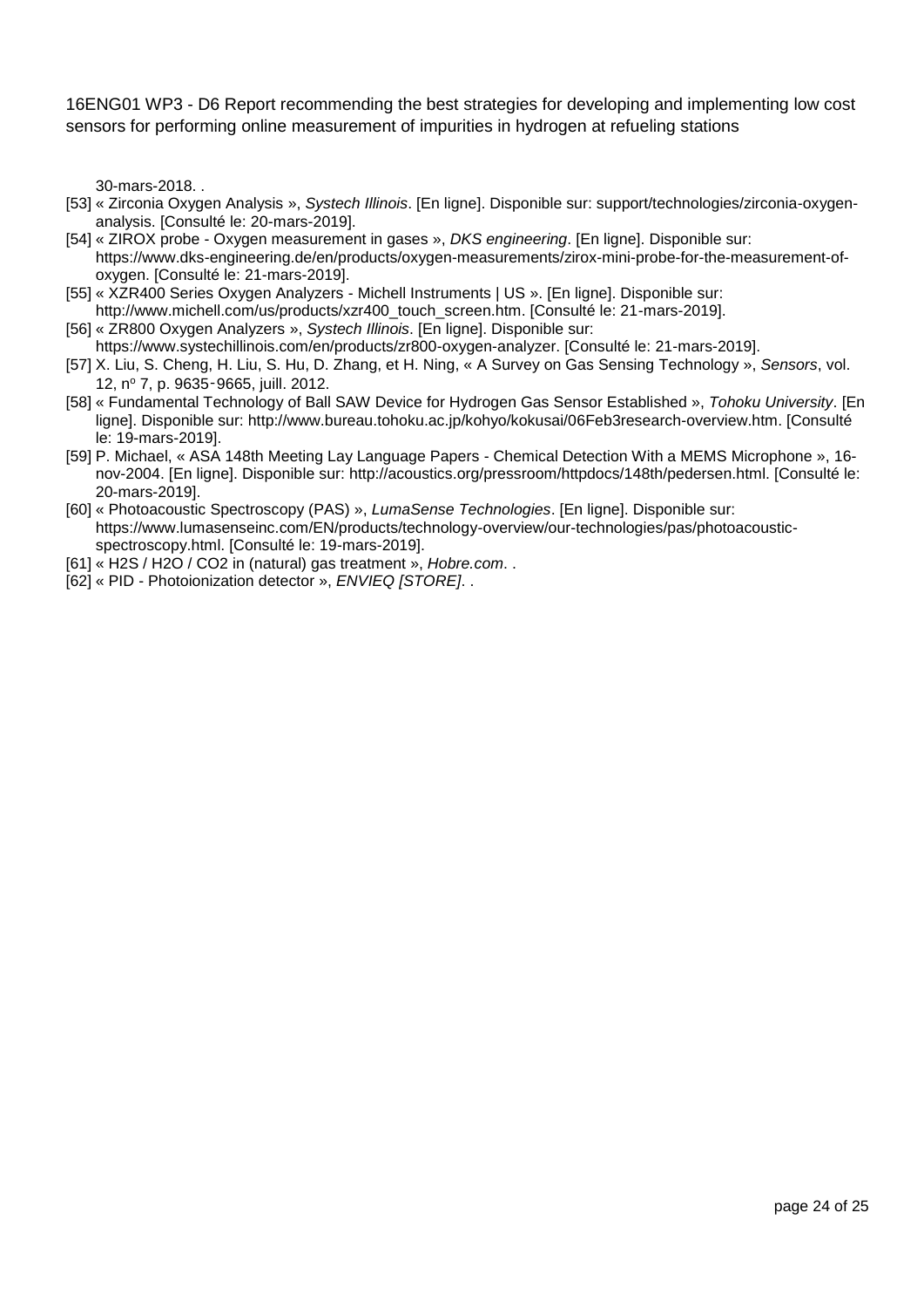30-mars-2018. .

[53] « Zirconia Oxygen Analysis », *Systech Illinois*. [En ligne]. Disponible sur: support/technologies/zirconia-oxygen-analysis. [Consulté le: 20-mars-2019].

[54] « ZIROX probe - Oxygen measurement in gases », *DKS engineering*. [En ligne]. Disponible sur: https://www.dks-engineering.de/en/products/oxygen-measurements/zirox-mini-probe-for-the-measurement-of-oxygen. [Consulté le: 21-mars-2019].

[55] « XZR400 Series Oxygen Analyzers - Michell Instruments | US ». [En ligne]. Disponible sur: http://www.michell.com/us/products/xzr400_touch_screen.htm. [Consulté le: 21-mars-2019].

[56] « ZR800 Oxygen Analyzers », *Systech Illinois*. [En ligne]. Disponible sur: https://www.systechillinois.com/en/products/zr800-oxygen-analyzer. [Consulté le: 21-mars-2019].

[57] X. Liu, S. Cheng, H. Liu, S. Hu, D. Zhang, et H. Ning, « A Survey on Gas Sensing Technology », *Sensors*, vol. 12, nº 7, p. 9635‑9665, juill. 2012.

[58] « Fundamental Technology of Ball SAW Device for Hydrogen Gas Sensor Established », *Tohoku University*. [En ligne]. Disponible sur: http://www.bureau.tohoku.ac.jp/kohyo/kokusai/06Feb3research-overview.htm. [Consulté le: 19-mars-2019].

[59] P. Michael, « ASA 148th Meeting Lay Language Papers - Chemical Detection With a MEMS Microphone », 16-nov-2004. [En ligne]. Disponible sur: http://acoustics.org/pressroom/httpdocs/148th/pedersen.html. [Consulté le: 20-mars-2019].

[60] « Photoacoustic Spectroscopy (PAS) », *LumaSense Technologies*. [En ligne]. Disponible sur: https://www.lumasenseinc.com/EN/products/technology-overview/our-technologies/pas/photoacoustic-spectroscopy.html. [Consulté le: 19-mars-2019].

[61] « H2S / H2O / CO2 in (natural) gas treatment », *Hobre.com*. .

[62] « PID - Photoionization detector », *ENVIEQ [STORE]*. .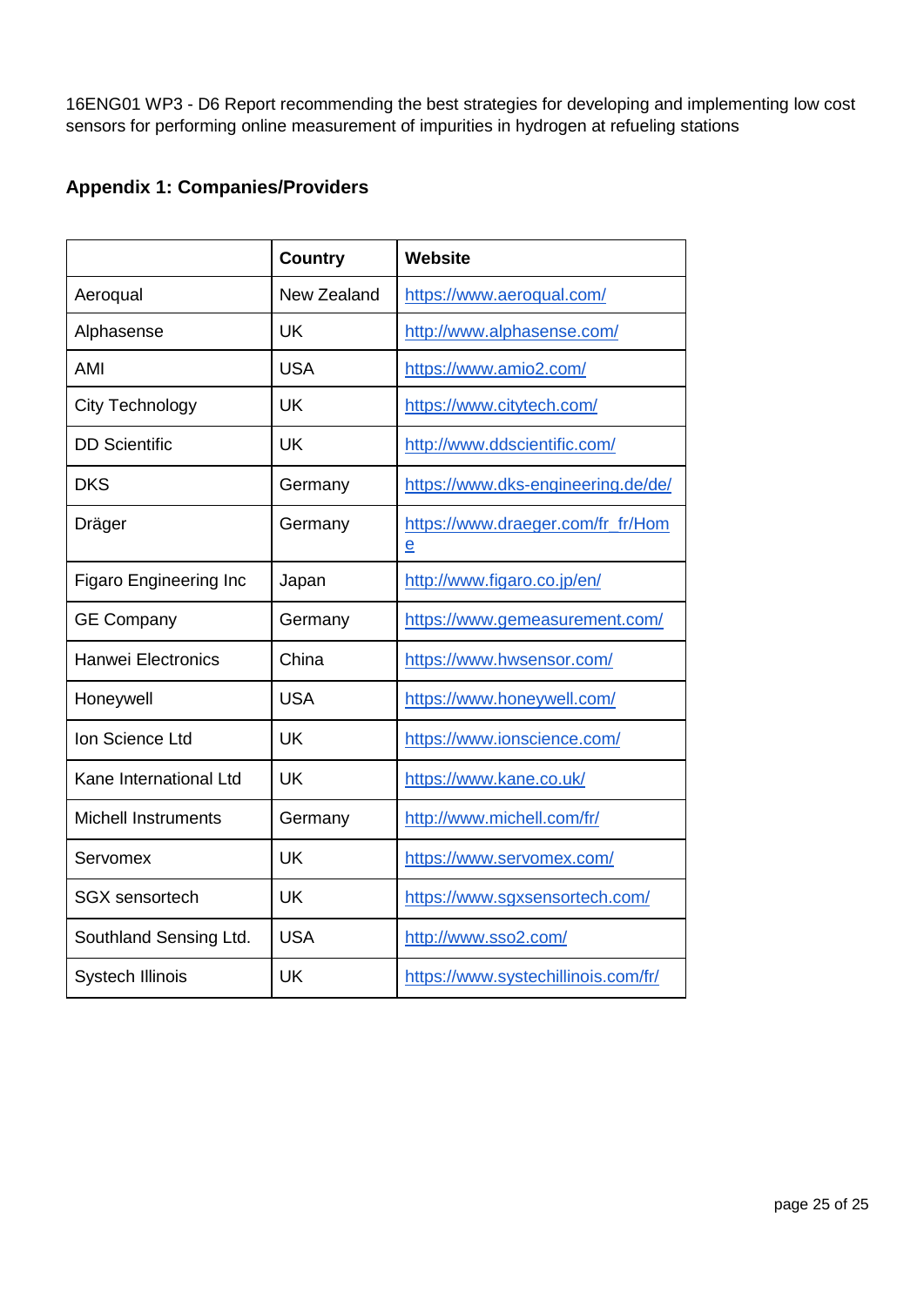## Appendix 1: Companies/Providers

| | Country | Website |
|---|---|---|
| Aeroqual | New Zealand | https://www.aeroqual.com/ |
| Alphasense | UK | http://www.alphasense.com/ |
| AMI | USA | https://www.amio2.com/ |
| City Technology | UK | https://www.citytech.com/ |
| DD Scientific | UK | http://www.ddscientific.com/ |
| DKS | Germany | https://www.dks-engineering.de/de/ |
| Dräger | Germany | https://www.draeger.com/fr_fr/Home |
| Figaro Engineering Inc | Japan | http://www.figaro.co.jp/en/ |
| GE Company | Germany | https://www.gemeasurement.com/ |
| Hanwei Electronics | China | https://www.hwsensor.com/ |
| Honeywell | USA | https://www.honeywell.com/ |
| Ion Science Ltd | UK | https://www.ionscience.com/ |
| Kane International Ltd | UK | https://www.kane.co.uk/ |
| Michell Instruments | Germany | http://www.michell.com/fr/ |
| Servomex | UK | https://www.servomex.com/ |
| SGX sensortech | UK | https://www.sgxsensortech.com/ |
| Southland Sensing Ltd. | USA | http://www.sso2.com/ |
| Systech Illinois | UK | https://www.systechillinois.com/fr/ |